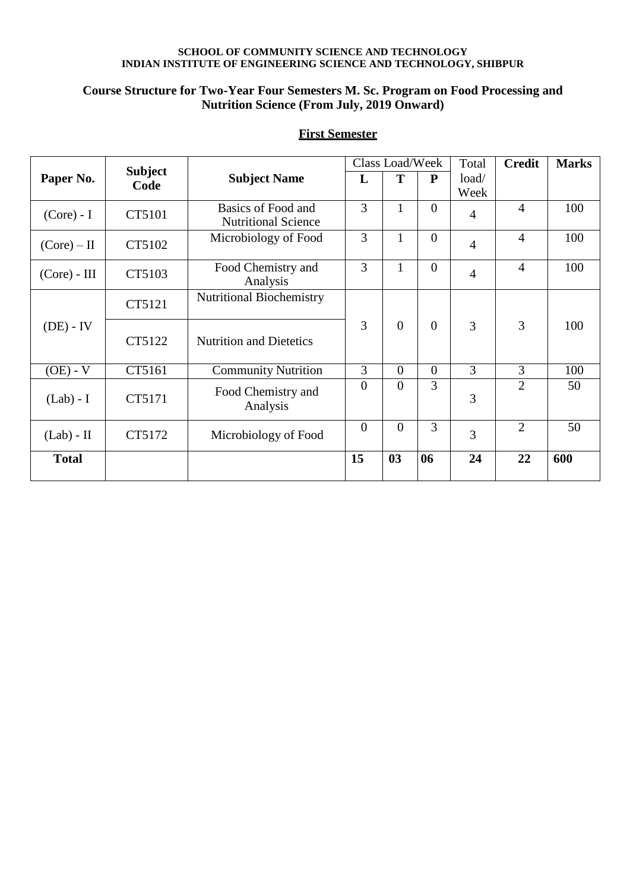**SCHOOL OF COMMUNITY SCIENCE AND TECHNOLOGY**
**INDIAN INSTITUTE OF ENGINEERING SCIENCE AND TECHNOLOGY, SHIBPUR**

## Course Structure for Two-Year Four Semesters M. Sc. Program on Food Processing and Nutrition Science (From July, 2019 Onward)

### First Semester

| Paper No. | Subject Code | Subject Name | Class Load/Week | | | Total load/ Week | Credit | Marks |
|---|---|---|---|---|---|---|---|---|
| | | | L | T | P | | | |
| (Core) - I | CT5101 | Basics of Food and Nutritional Science | 3 | 1 | 0 | 4 | 4 | 100 |
| (Core) – II | CT5102 | Microbiology of Food | 3 | 1 | 0 | 4 | 4 | 100 |
| (Core) - III | CT5103 | Food Chemistry and Analysis | 3 | 1 | 0 | 4 | 4 | 100 |
| (DE) - IV | CT5121 | Nutritional Biochemistry | 3 | 0 | 0 | 3 | 3 | 100 |
| | CT5122 | Nutrition and Dietetics | | | | | | |
| (OE) - V | CT5161 | Community Nutrition | 3 | 0 | 0 | 3 | 3 | 100 |
| (Lab) - I | CT5171 | Food Chemistry and Analysis | 0 | 0 | 3 | 3 | 2 | 50 |
| (Lab) - II | CT5172 | Microbiology of Food | 0 | 0 | 3 | 3 | 2 | 50 |
| **Total** | | | **15** | **03** | **06** | **24** | **22** | **600** |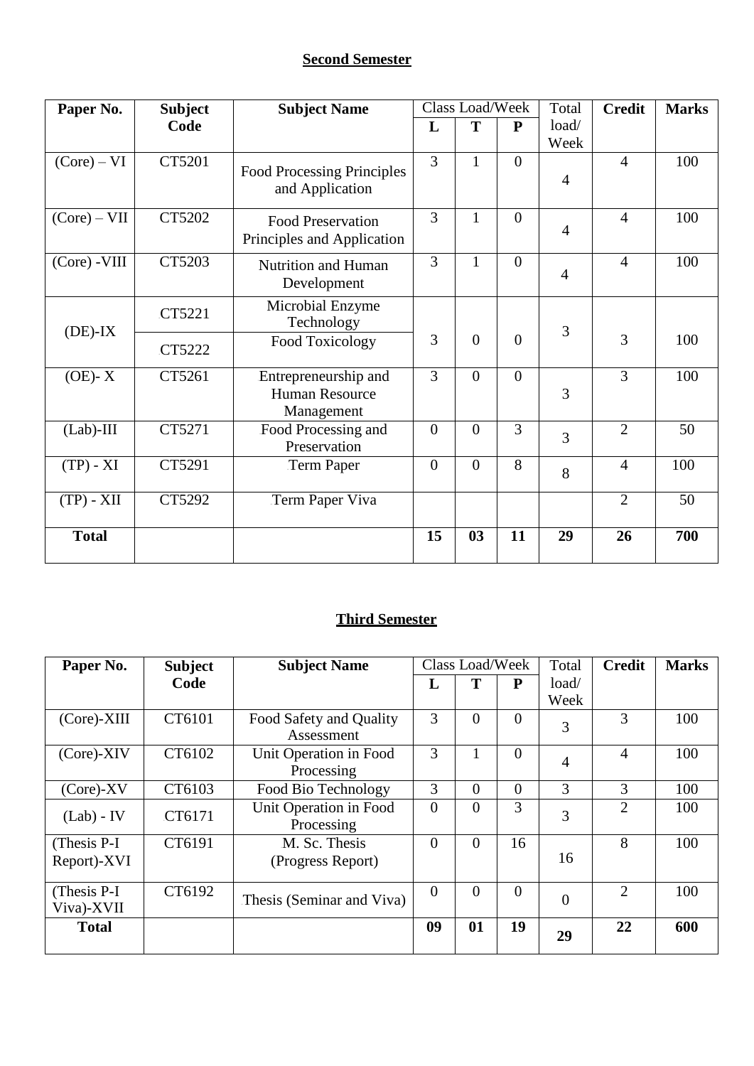## Second Semester

| Paper No. | Subject Code | Subject Name | Class Load/Week | | | Total load/ Week | Credit | Marks |
|---|---|---|---|---|---|---|---|---|
| | | | L | T | P | | | |
| (Core) – VI | CT5201 | Food Processing Principles and Application | 3 | 1 | 0 | 4 | 4 | 100 |
| (Core) – VII | CT5202 | Food Preservation Principles and Application | 3 | 1 | 0 | 4 | 4 | 100 |
| (Core) -VIII | CT5203 | Nutrition and Human Development | 3 | 1 | 0 | 4 | 4 | 100 |
| (DE)-IX | CT5221 | Microbial Enzyme Technology | 3 | 0 | 0 | 3 | 3 | 100 |
| | CT5222 | Food Toxicology | | | | | | |
| (OE)- X | CT5261 | Entrepreneurship and Human Resource Management | 3 | 0 | 0 | 3 | 3 | 100 |
| (Lab)-III | CT5271 | Food Processing and Preservation | 0 | 0 | 3 | 3 | 2 | 50 |
| (TP) - XI | CT5291 | Term Paper | 0 | 0 | 8 | 8 | 4 | 100 |
| (TP) - XII | CT5292 | Term Paper Viva | | | | | 2 | 50 |
| **Total** | | | **15** | **03** | **11** | **29** | **26** | **700** |

## Third Semester

| Paper No. | Subject Code | Subject Name | Class Load/Week | | | Total load/ Week | Credit | Marks |
|---|---|---|---|---|---|---|---|---|
| | | | L | T | P | | | |
| (Core)-XIII | CT6101 | Food Safety and Quality Assessment | 3 | 0 | 0 | 3 | 3 | 100 |
| (Core)-XIV | CT6102 | Unit Operation in Food Processing | 3 | 1 | 0 | 4 | 4 | 100 |
| (Core)-XV | CT6103 | Food Bio Technology | 3 | 0 | 0 | 3 | 3 | 100 |
| (Lab) - IV | CT6171 | Unit Operation in Food Processing | 0 | 0 | 3 | 3 | 2 | 100 |
| (Thesis P-I Report)-XVI | CT6191 | M. Sc. Thesis (Progress Report) | 0 | 0 | 16 | 16 | 8 | 100 |
| (Thesis P-I Viva)-XVII | CT6192 | Thesis (Seminar and Viva) | 0 | 0 | 0 | 0 | 2 | 100 |
| **Total** | | | **09** | **01** | **19** | **29** | **22** | **600** |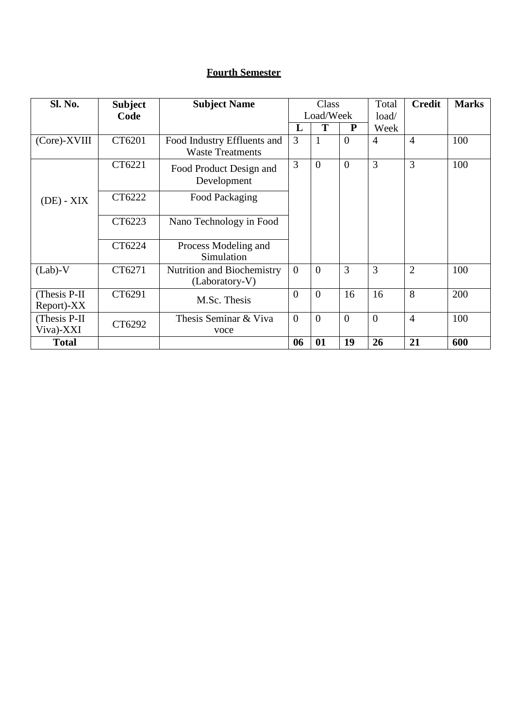# Fourth Semester

| Sl. No. | Subject Code | Subject Name | Class Load/Week | | | Total load/ Week | Credit | Marks |
|---|---|---|---|---|---|---|---|---|
| | | | L | T | P | | | |
| (Core)-XVIII | CT6201 | Food Industry Effluents and Waste Treatments | 3 | 1 | 0 | 4 | 4 | 100 |
| (DE) - XIX | CT6221 | Food Product Design and Development | 3 | 0 | 0 | 3 | 3 | 100 |
| | CT6222 | Food Packaging | | | | | | |
| | CT6223 | Nano Technology in Food | | | | | | |
| | CT6224 | Process Modeling and Simulation | | | | | | |
| (Lab)-V | CT6271 | Nutrition and Biochemistry (Laboratory-V) | 0 | 0 | 3 | 3 | 2 | 100 |
| (Thesis P-II Report)-XX | CT6291 | M.Sc. Thesis | 0 | 0 | 16 | 16 | 8 | 200 |
| (Thesis P-II Viva)-XXI | CT6292 | Thesis Seminar & Viva voce | 0 | 0 | 0 | 0 | 4 | 100 |
| **Total** | | | **06** | **01** | **19** | **26** | **21** | **600** |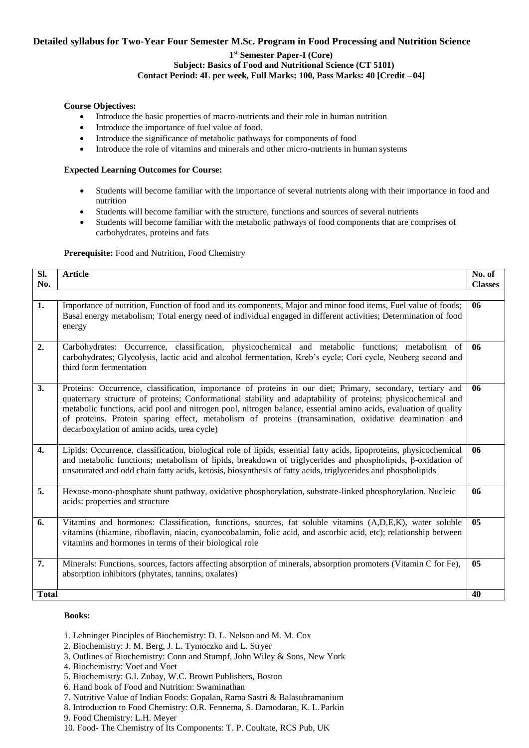**Detailed syllabus for Two-Year Four Semester M.Sc. Program in Food Processing and Nutrition Science**

**1st Semester Paper-I (Core)**
**Subject: Basics of Food and Nutritional Science (CT 5101)**
**Contact Period: 4L per week, Full Marks: 100, Pass Marks: 40 [Credit – 04]**

**Course Objectives:**

- Introduce the basic properties of macro-nutrients and their role in human nutrition
- Introduce the importance of fuel value of food.
- Introduce the significance of metabolic pathways for components of food
- Introduce the role of vitamins and minerals and other micro-nutrients in human systems

**Expected Learning Outcomes for Course:**

- Students will become familiar with the importance of several nutrients along with their importance in food and nutrition
- Students will become familiar with the structure, functions and sources of several nutrients
- Students will become familiar with the metabolic pathways of food components that are comprises of carbohydrates, proteins and fats

**Prerequisite:** Food and Nutrition, Food Chemistry

| Sl. No. | Article | No. of Classes |
|---|---|---|
| 1. | Importance of nutrition, Function of food and its components, Major and minor food items, Fuel value of foods; Basal energy metabolism; Total energy need of individual engaged in different activities; Determination of food energy | 06 |
| 2. | Carbohydrates: Occurrence, classification, physicochemical and metabolic functions; metabolism of carbohydrates; Glycolysis, lactic acid and alcohol fermentation, Kreb's cycle; Cori cycle, Neuberg second and third form fermentation | 06 |
| 3. | Proteins: Occurrence, classification, importance of proteins in our diet; Primary, secondary, tertiary and quaternary structure of proteins; Conformational stability and adaptability of proteins; physicochemical and metabolic functions, acid pool and nitrogen pool, nitrogen balance, essential amino acids, evaluation of quality of proteins. Protein sparing effect, metabolism of proteins (transamination, oxidative deamination and decarboxylation of amino acids, urea cycle) | 06 |
| 4. | Lipids: Occurrence, classification, biological role of lipids, essential fatty acids, lipoproteins, physicochemical and metabolic functions; metabolism of lipids, breakdown of triglycerides and phospholipids, β-oxidation of unsaturated and odd chain fatty acids, ketosis, biosynthesis of fatty acids, triglycerides and phospholipids | 06 |
| 5. | Hexose-mono-phosphate shunt pathway, oxidative phosphorylation, substrate-linked phosphorylation. Nucleic acids: properties and structure | 06 |
| 6. | Vitamins and hormones: Classification, functions, sources, fat soluble vitamins (A,D,E,K), water soluble vitamins (thiamine, riboflavin, niacin, cyanocobalamin, folic acid, and ascorbic acid, etc); relationship between vitamins and hormones in terms of their biological role | 05 |
| 7. | Minerals: Functions, sources, factors affecting absorption of minerals, absorption promoters (Vitamin C for Fe), absorption inhibitors (phytates, tannins, oxalates) | 05 |
| **Total** | | **40** |

**Books:**

1. Lehninger Pinciples of Biochemistry: D. L. Nelson and M. M. Cox
2. Biochemistry: J. M. Berg, J. L. Tymoczko and L. Stryer
3. Outlines of Biochemistry: Conn and Stumpf, John Wiley & Sons, New York
4. Biochemistry: Voet and Voet
5. Biochemistry: G.l. Zubay, W.C. Brown Publishers, Boston
6. Hand book of Food and Nutrition: Swaminathan
7. Nutritive Value of Indian Foods: Gopalan, Rama Sastri & Balasubramanium
8. Introduction to Food Chemistry: O.R. Fennema, S. Damodaran, K. L. Parkin
9. Food Chemistry: L.H. Meyer
10. Food- The Chemistry of Its Components: T. P. Coultate, RCS Pub, UK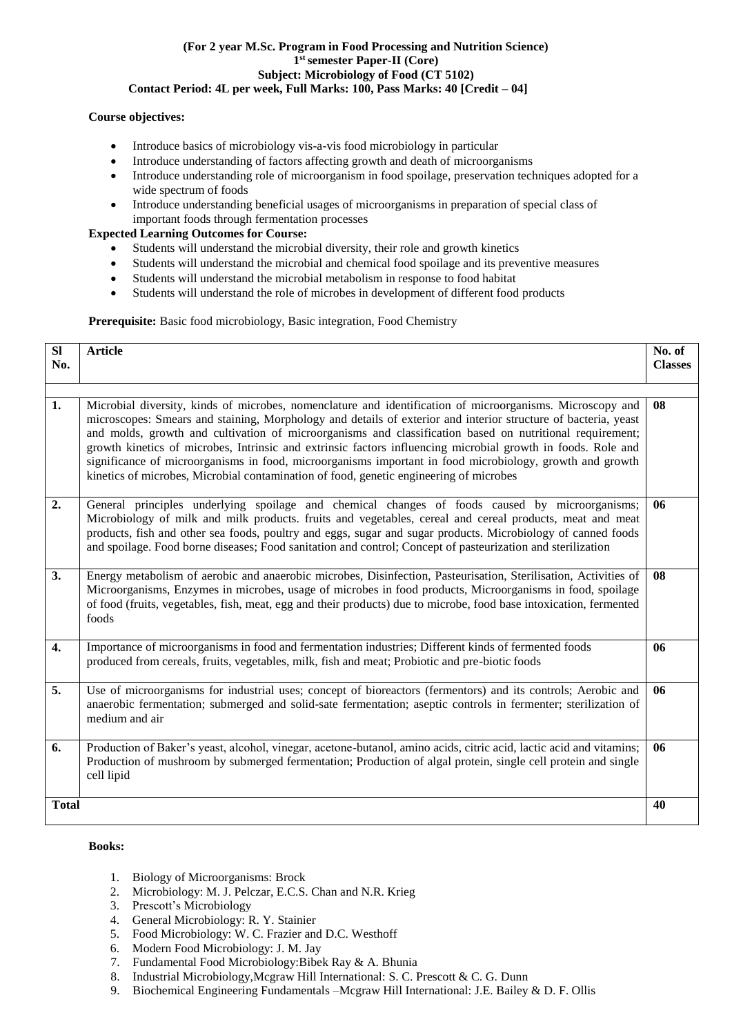**(For 2 year M.Sc. Program in Food Processing and Nutrition Science)**
**1st semester Paper-II (Core)**
**Subject: Microbiology of Food (CT 5102)**
**Contact Period: 4L per week, Full Marks: 100, Pass Marks: 40 [Credit – 04]**

**Course objectives:**

- Introduce basics of microbiology vis-a-vis food microbiology in particular
- Introduce understanding of factors affecting growth and death of microorganisms
- Introduce understanding role of microorganism in food spoilage, preservation techniques adopted for a wide spectrum of foods
- Introduce understanding beneficial usages of microorganisms in preparation of special class of important foods through fermentation processes

**Expected Learning Outcomes for Course:**

- Students will understand the microbial diversity, their role and growth kinetics
- Students will understand the microbial and chemical food spoilage and its preventive measures
- Students will understand the microbial metabolism in response to food habitat
- Students will understand the role of microbes in development of different food products

**Prerequisite:** Basic food microbiology, Basic integration, Food Chemistry

| Sl No. | Article | No. of Classes |
|---|---|---|
| 1. | Microbial diversity, kinds of microbes, nomenclature and identification of microorganisms. Microscopy and microscopes: Smears and staining, Morphology and details of exterior and interior structure of bacteria, yeast and molds, growth and cultivation of microorganisms and classification based on nutritional requirement; growth kinetics of microbes, Intrinsic and extrinsic factors influencing microbial growth in foods. Role and significance of microorganisms in food, microorganisms important in food microbiology, growth and growth kinetics of microbes, Microbial contamination of food, genetic engineering of microbes | 08 |
| 2. | General principles underlying spoilage and chemical changes of foods caused by microorganisms; Microbiology of milk and milk products. fruits and vegetables, cereal and cereal products, meat and meat products, fish and other sea foods, poultry and eggs, sugar and sugar products. Microbiology of canned foods and spoilage. Food borne diseases; Food sanitation and control; Concept of pasteurization and sterilization | 06 |
| 3. | Energy metabolism of aerobic and anaerobic microbes, Disinfection, Pasteurisation, Sterilisation, Activities of Microorganisms, Enzymes in microbes, usage of microbes in food products, Microorganisms in food, spoilage of food (fruits, vegetables, fish, meat, egg and their products) due to microbe, food base intoxication, fermented foods | 08 |
| 4. | Importance of microorganisms in food and fermentation industries; Different kinds of fermented foods produced from cereals, fruits, vegetables, milk, fish and meat; Probiotic and pre-biotic foods | 06 |
| 5. | Use of microorganisms for industrial uses; concept of bioreactors (fermentors) and its controls; Aerobic and anaerobic fermentation; submerged and solid-sate fermentation; aseptic controls in fermenter; sterilization of medium and air | 06 |
| 6. | Production of Baker's yeast, alcohol, vinegar, acetone-butanol, amino acids, citric acid, lactic acid and vitamins; Production of mushroom by submerged fermentation; Production of algal protein, single cell protein and single cell lipid | 06 |
| **Total** | | **40** |

**Books:**

1. Biology of Microorganisms: Brock
2. Microbiology: M. J. Pelczar, E.C.S. Chan and N.R. Krieg
3. Prescott's Microbiology
4. General Microbiology: R. Y. Stainier
5. Food Microbiology: W. C. Frazier and D.C. Westhoff
6. Modern Food Microbiology: J. M. Jay
7. Fundamental Food Microbiology:Bibek Ray & A. Bhunia
8. Industrial Microbiology,Mcgraw Hill International: S. C. Prescott & C. G. Dunn
9. Biochemical Engineering Fundamentals –Mcgraw Hill International: J.E. Bailey & D. F. Ollis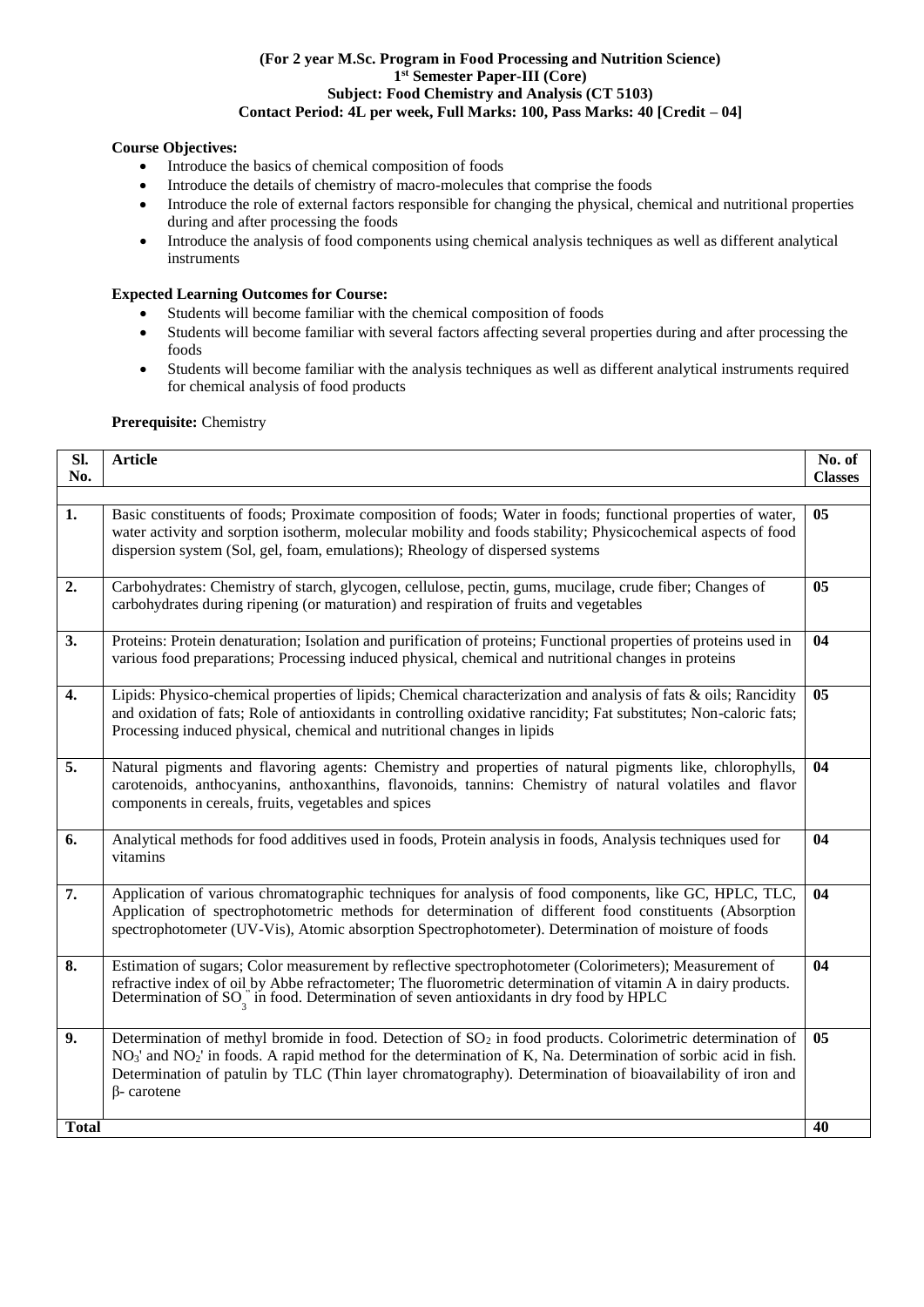**(For 2 year M.Sc. Program in Food Processing and Nutrition Science)**
**1st Semester Paper-III (Core)**
**Subject: Food Chemistry and Analysis (CT 5103)**
**Contact Period: 4L per week, Full Marks: 100, Pass Marks: 40 [Credit – 04]**

**Course Objectives:**

- Introduce the basics of chemical composition of foods
- Introduce the details of chemistry of macro-molecules that comprise the foods
- Introduce the role of external factors responsible for changing the physical, chemical and nutritional properties during and after processing the foods
- Introduce the analysis of food components using chemical analysis techniques as well as different analytical instruments

**Expected Learning Outcomes for Course:**

- Students will become familiar with the chemical composition of foods
- Students will become familiar with several factors affecting several properties during and after processing the foods
- Students will become familiar with the analysis techniques as well as different analytical instruments required for chemical analysis of food products

**Prerequisite:** Chemistry

| Sl. No. | Article | No. of Classes |
|---|---|---|
| 1. | Basic constituents of foods; Proximate composition of foods; Water in foods; functional properties of water, water activity and sorption isotherm, molecular mobility and foods stability; Physicochemical aspects of food dispersion system (Sol, gel, foam, emulations); Rheology of dispersed systems | 05 |
| 2. | Carbohydrates: Chemistry of starch, glycogen, cellulose, pectin, gums, mucilage, crude fiber; Changes of carbohydrates during ripening (or maturation) and respiration of fruits and vegetables | 05 |
| 3. | Proteins: Protein denaturation; Isolation and purification of proteins; Functional properties of proteins used in various food preparations; Processing induced physical, chemical and nutritional changes in proteins | 04 |
| 4. | Lipids: Physico-chemical properties of lipids; Chemical characterization and analysis of fats & oils; Rancidity and oxidation of fats; Role of antioxidants in controlling oxidative rancidity; Fat substitutes; Non-caloric fats; Processing induced physical, chemical and nutritional changes in lipids | 05 |
| 5. | Natural pigments and flavoring agents: Chemistry and properties of natural pigments like, chlorophylls, carotenoids, anthocyanins, anthoxanthins, flavonoids, tannins: Chemistry of natural volatiles and flavor components in cereals, fruits, vegetables and spices | 04 |
| 6. | Analytical methods for food additives used in foods, Protein analysis in foods, Analysis techniques used for vitamins | 04 |
| 7. | Application of various chromatographic techniques for analysis of food components, like GC, HPLC, TLC, Application of spectrophotometric methods for determination of different food constituents (Absorption spectrophotometer (UV-Vis), Atomic absorption Spectrophotometer). Determination of moisture of foods | 04 |
| 8. | Estimation of sugars; Color measurement by reflective spectrophotometer (Colorimeters); Measurement of refractive index of oil by Abbe refractometer; The fluorometric determination of vitamin A in dairy products. Determination of $SO_3^{''}$ in food. Determination of seven antioxidants in dry food by HPLC | 04 |
| 9. | Determination of methyl bromide in food. Detection of $SO_2$ in food products. Colorimetric determination of $NO_3'$ and $NO_2'$ in foods. A rapid method for the determination of K, Na. Determination of sorbic acid in fish. Determination of patulin by TLC (Thin layer chromatography). Determination of bioavailability of iron and β- carotene | 05 |
| **Total** | | **40** |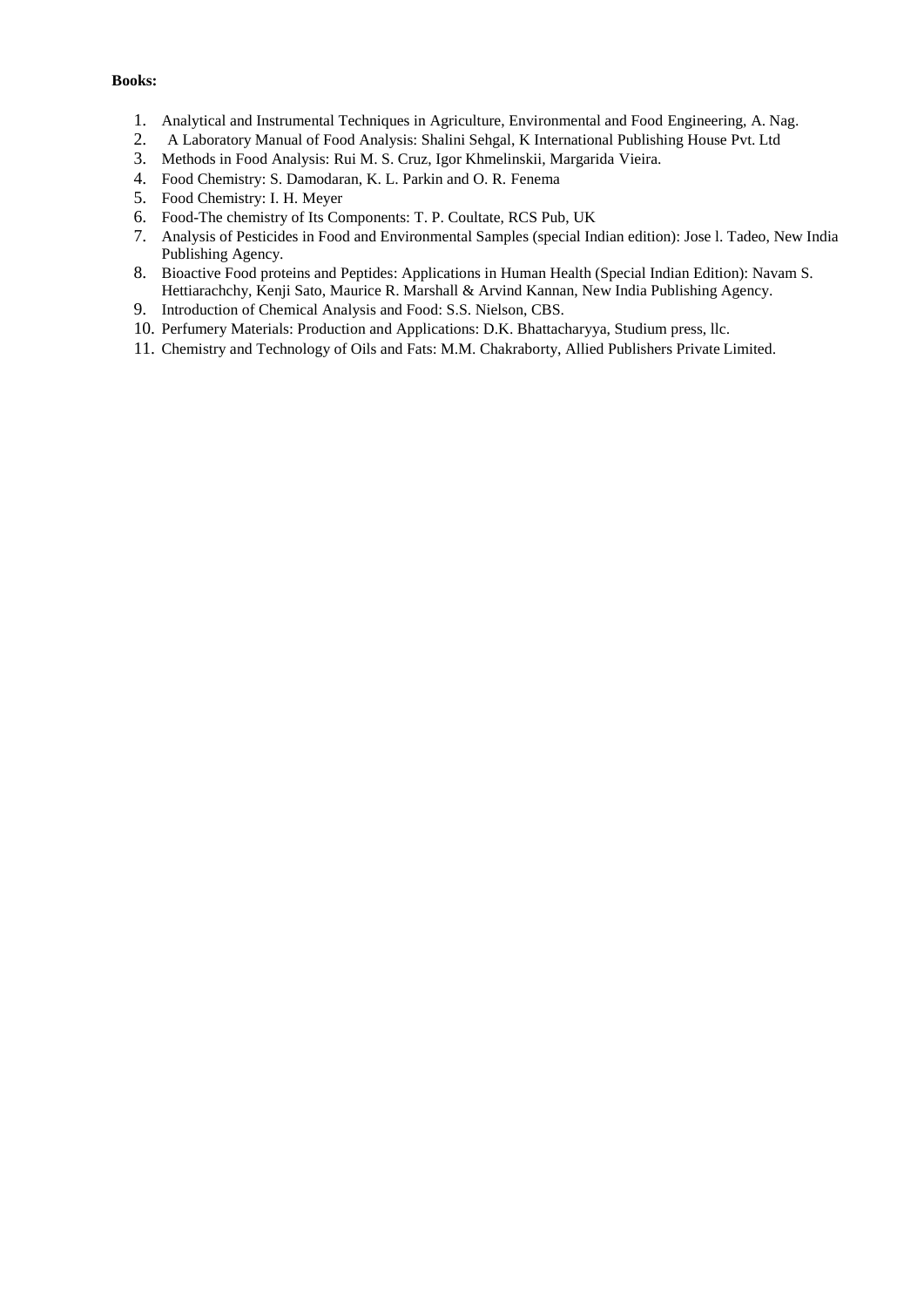**Books:**

1. Analytical and Instrumental Techniques in Agriculture, Environmental and Food Engineering, A. Nag.
2. A Laboratory Manual of Food Analysis: Shalini Sehgal, K International Publishing House Pvt. Ltd
3. Methods in Food Analysis: Rui M. S. Cruz, Igor Khmelinskii, Margarida Vieira.
4. Food Chemistry: S. Damodaran, K. L. Parkin and O. R. Fenema
5. Food Chemistry: I. H. Meyer
6. Food-The chemistry of Its Components: T. P. Coultate, RCS Pub, UK
7. Analysis of Pesticides in Food and Environmental Samples (special Indian edition): Jose l. Tadeo, New India Publishing Agency.
8. Bioactive Food proteins and Peptides: Applications in Human Health (Special Indian Edition): Navam S. Hettiarachchy, Kenji Sato, Maurice R. Marshall & Arvind Kannan, New India Publishing Agency.
9. Introduction of Chemical Analysis and Food: S.S. Nielson, CBS.
10. Perfumery Materials: Production and Applications: D.K. Bhattacharyya, Studium press, llc.
11. Chemistry and Technology of Oils and Fats: M.M. Chakraborty, Allied Publishers Private Limited.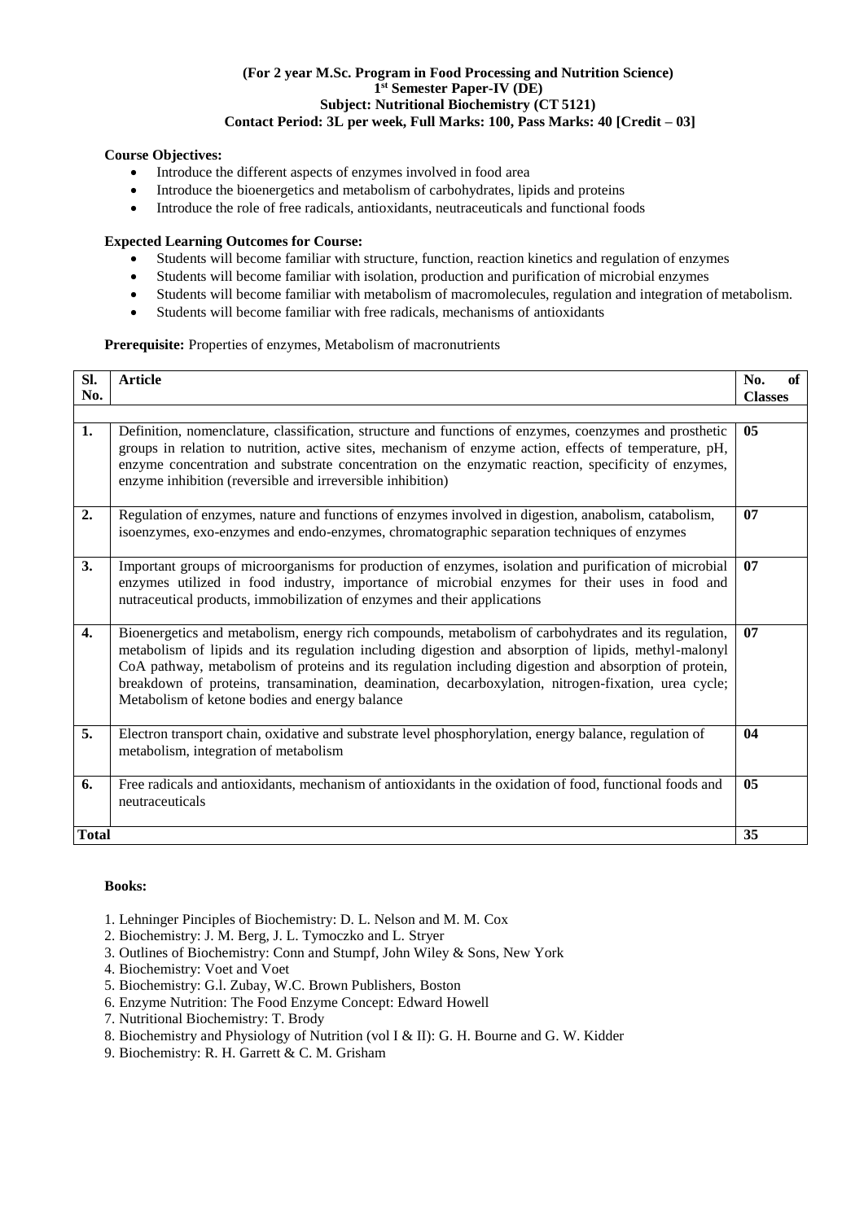**(For 2 year M.Sc. Program in Food Processing and Nutrition Science)**
**1st Semester Paper-IV (DE)**
**Subject: Nutritional Biochemistry (CT 5121)**
**Contact Period: 3L per week, Full Marks: 100, Pass Marks: 40 [Credit – 03]**

**Course Objectives:**

- Introduce the different aspects of enzymes involved in food area
- Introduce the bioenergetics and metabolism of carbohydrates, lipids and proteins
- Introduce the role of free radicals, antioxidants, neutraceuticals and functional foods

**Expected Learning Outcomes for Course:**

- Students will become familiar with structure, function, reaction kinetics and regulation of enzymes
- Students will become familiar with isolation, production and purification of microbial enzymes
- Students will become familiar with metabolism of macromolecules, regulation and integration of metabolism.
- Students will become familiar with free radicals, mechanisms of antioxidants

**Prerequisite:** Properties of enzymes, Metabolism of macronutrients

| Sl. No. | Article | No. of Classes |
|---|---|---|
| 1. | Definition, nomenclature, classification, structure and functions of enzymes, coenzymes and prosthetic groups in relation to nutrition, active sites, mechanism of enzyme action, effects of temperature, pH, enzyme concentration and substrate concentration on the enzymatic reaction, specificity of enzymes, enzyme inhibition (reversible and irreversible inhibition) | 05 |
| 2. | Regulation of enzymes, nature and functions of enzymes involved in digestion, anabolism, catabolism, isoenzymes, exo-enzymes and endo-enzymes, chromatographic separation techniques of enzymes | 07 |
| 3. | Important groups of microorganisms for production of enzymes, isolation and purification of microbial enzymes utilized in food industry, importance of microbial enzymes for their uses in food and nutraceutical products, immobilization of enzymes and their applications | 07 |
| 4. | Bioenergetics and metabolism, energy rich compounds, metabolism of carbohydrates and its regulation, metabolism of lipids and its regulation including digestion and absorption of lipids, methyl-malonyl CoA pathway, metabolism of proteins and its regulation including digestion and absorption of protein, breakdown of proteins, transamination, deamination, decarboxylation, nitrogen-fixation, urea cycle; Metabolism of ketone bodies and energy balance | 07 |
| 5. | Electron transport chain, oxidative and substrate level phosphorylation, energy balance, regulation of metabolism, integration of metabolism | 04 |
| 6. | Free radicals and antioxidants, mechanism of antioxidants in the oxidation of food, functional foods and neutraceuticals | 05 |
| **Total** | | **35** |

**Books:**

1. Lehninger Pinciples of Biochemistry: D. L. Nelson and M. M. Cox
2. Biochemistry: J. M. Berg, J. L. Tymoczko and L. Stryer
3. Outlines of Biochemistry: Conn and Stumpf, John Wiley & Sons, New York
4. Biochemistry: Voet and Voet
5. Biochemistry: G.l. Zubay, W.C. Brown Publishers, Boston
6. Enzyme Nutrition: The Food Enzyme Concept: Edward Howell
7. Nutritional Biochemistry: T. Brody
8. Biochemistry and Physiology of Nutrition (vol I & II): G. H. Bourne and G. W. Kidder
9. Biochemistry: R. H. Garrett & C. M. Grisham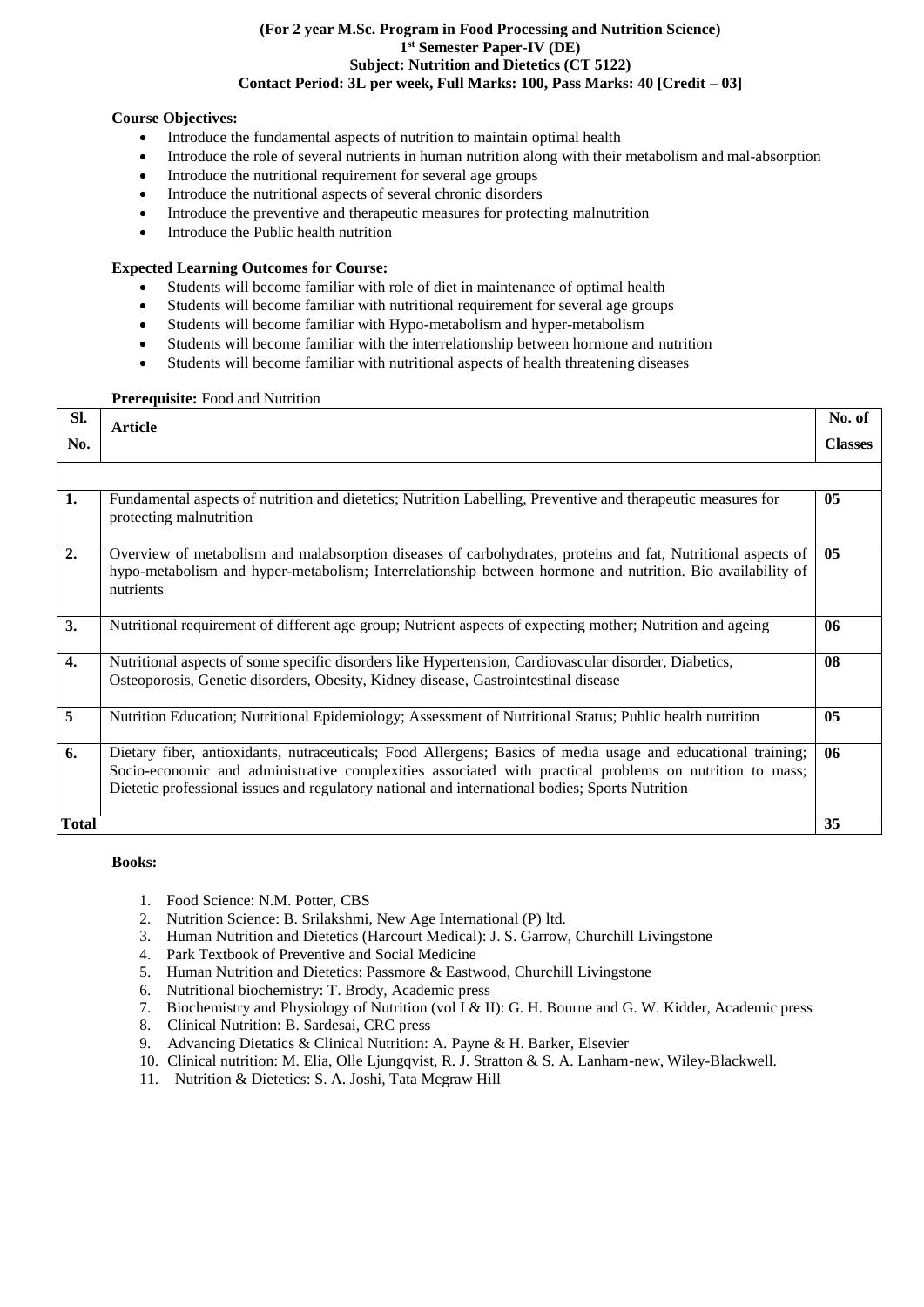**(For 2 year M.Sc. Program in Food Processing and Nutrition Science)**
**1st Semester Paper-IV (DE)**
**Subject: Nutrition and Dietetics (CT 5122)**
**Contact Period: 3L per week, Full Marks: 100, Pass Marks: 40 [Credit – 03]**

**Course Objectives:**

- Introduce the fundamental aspects of nutrition to maintain optimal health
- Introduce the role of several nutrients in human nutrition along with their metabolism and mal-absorption
- Introduce the nutritional requirement for several age groups
- Introduce the nutritional aspects of several chronic disorders
- Introduce the preventive and therapeutic measures for protecting malnutrition
- Introduce the Public health nutrition

**Expected Learning Outcomes for Course:**

- Students will become familiar with role of diet in maintenance of optimal health
- Students will become familiar with nutritional requirement for several age groups
- Students will become familiar with Hypo-metabolism and hyper-metabolism
- Students will become familiar with the interrelationship between hormone and nutrition
- Students will become familiar with nutritional aspects of health threatening diseases

**Prerequisite:** Food and Nutrition

| Sl. No. | Article | No. of Classes |
|---|---|---|
| | | |
| 1. | Fundamental aspects of nutrition and dietetics; Nutrition Labelling, Preventive and therapeutic measures for protecting malnutrition | 05 |
| 2. | Overview of metabolism and malabsorption diseases of carbohydrates, proteins and fat, Nutritional aspects of hypo-metabolism and hyper-metabolism; Interrelationship between hormone and nutrition. Bio availability of nutrients | 05 |
| 3. | Nutritional requirement of different age group; Nutrient aspects of expecting mother; Nutrition and ageing | 06 |
| 4. | Nutritional aspects of some specific disorders like Hypertension, Cardiovascular disorder, Diabetics, Osteoporosis, Genetic disorders, Obesity, Kidney disease, Gastrointestinal disease | 08 |
| 5 | Nutrition Education; Nutritional Epidemiology; Assessment of Nutritional Status; Public health nutrition | 05 |
| 6. | Dietary fiber, antioxidants, nutraceuticals; Food Allergens; Basics of media usage and educational training; Socio-economic and administrative complexities associated with practical problems on nutrition to mass; Dietetic professional issues and regulatory national and international bodies; Sports Nutrition | 06 |
| **Total** | | **35** |

**Books:**

1. Food Science: N.M. Potter, CBS
2. Nutrition Science: B. Srilakshmi, New Age International (P) ltd.
3. Human Nutrition and Dietetics (Harcourt Medical): J. S. Garrow, Churchill Livingstone
4. Park Textbook of Preventive and Social Medicine
5. Human Nutrition and Dietetics: Passmore & Eastwood, Churchill Livingstone
6. Nutritional biochemistry: T. Brody, Academic press
7. Biochemistry and Physiology of Nutrition (vol I & II): G. H. Bourne and G. W. Kidder, Academic press
8. Clinical Nutrition: B. Sardesai, CRC press
9. Advancing Dietatics & Clinical Nutrition: A. Payne & H. Barker, Elsevier
10. Clinical nutrition: M. Elia, Olle Ljungqvist, R. J. Stratton & S. A. Lanham-new, Wiley-Blackwell.
11. Nutrition & Dietetics: S. A. Joshi, Tata Mcgraw Hill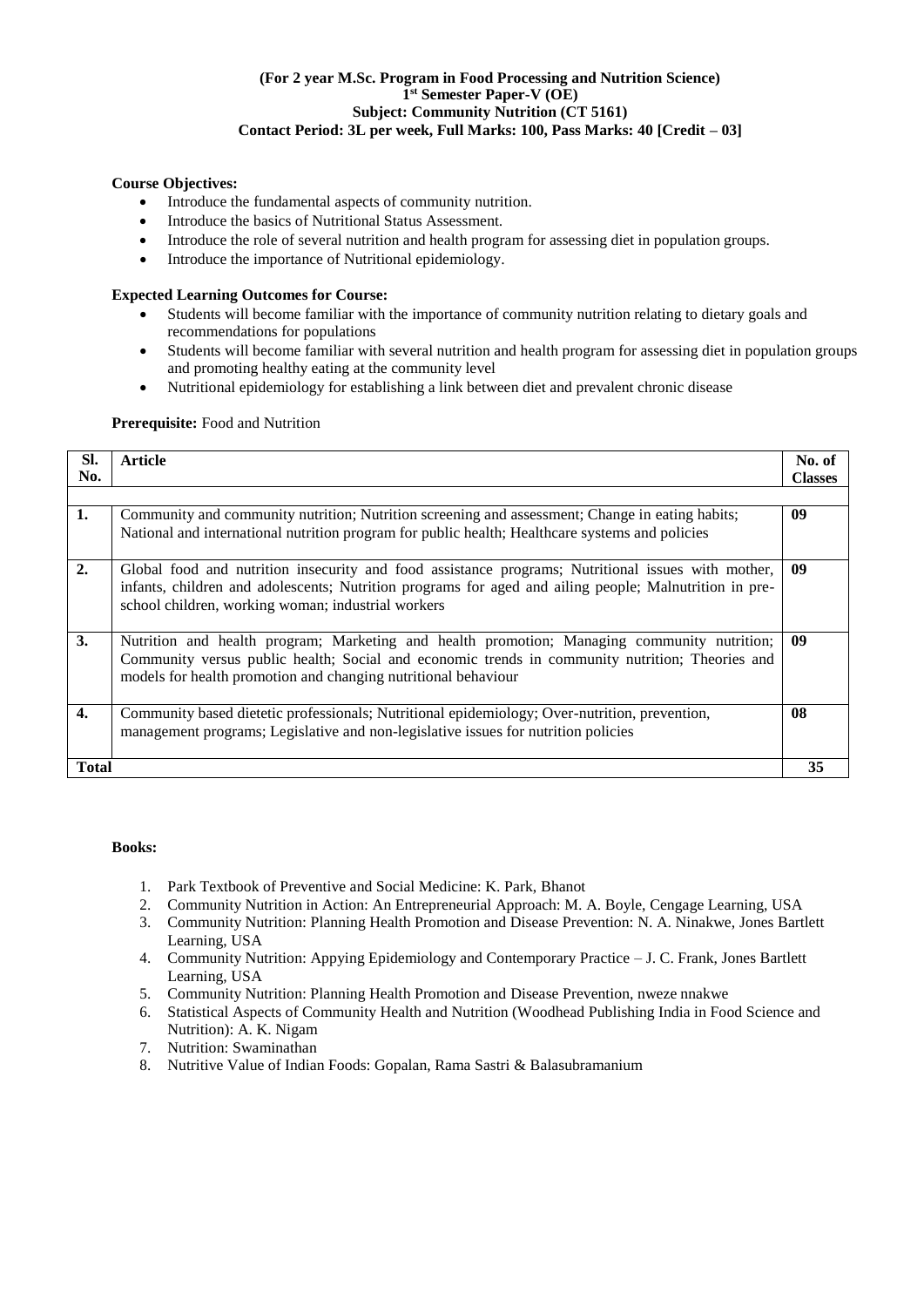**(For 2 year M.Sc. Program in Food Processing and Nutrition Science)**
**1st Semester Paper-V (OE)**
**Subject: Community Nutrition (CT 5161)**
**Contact Period: 3L per week, Full Marks: 100, Pass Marks: 40 [Credit – 03]**

**Course Objectives:**

- Introduce the fundamental aspects of community nutrition.
- Introduce the basics of Nutritional Status Assessment.
- Introduce the role of several nutrition and health program for assessing diet in population groups.
- Introduce the importance of Nutritional epidemiology.

**Expected Learning Outcomes for Course:**

- Students will become familiar with the importance of community nutrition relating to dietary goals and recommendations for populations
- Students will become familiar with several nutrition and health program for assessing diet in population groups and promoting healthy eating at the community level
- Nutritional epidemiology for establishing a link between diet and prevalent chronic disease

**Prerequisite:** Food and Nutrition

| Sl. No. | Article | No. of Classes |
|---|---|---|
| | | |
| **1.** | Community and community nutrition; Nutrition screening and assessment; Change in eating habits; National and international nutrition program for public health; Healthcare systems and policies | **09** |
| **2.** | Global food and nutrition insecurity and food assistance programs; Nutritional issues with mother, infants, children and adolescents; Nutrition programs for aged and ailing people; Malnutrition in pre-school children, working woman; industrial workers | **09** |
| **3.** | Nutrition and health program; Marketing and health promotion; Managing community nutrition; Community versus public health; Social and economic trends in community nutrition; Theories and models for health promotion and changing nutritional behaviour | **09** |
| **4.** | Community based dietetic professionals; Nutritional epidemiology; Over-nutrition, prevention, management programs; Legislative and non-legislative issues for nutrition policies | **08** |
| **Total** | | **35** |

**Books:**

1. Park Textbook of Preventive and Social Medicine: K. Park, Bhanot
2. Community Nutrition in Action: An Entrepreneurial Approach: M. A. Boyle, Cengage Learning, USA
3. Community Nutrition: Planning Health Promotion and Disease Prevention: N. A. Ninakwe, Jones Bartlett Learning, USA
4. Community Nutrition: Appying Epidemiology and Contemporary Practice – J. C. Frank, Jones Bartlett Learning, USA
5. Community Nutrition: Planning Health Promotion and Disease Prevention, nweze nnakwe
6. Statistical Aspects of Community Health and Nutrition (Woodhead Publishing India in Food Science and Nutrition): A. K. Nigam
7. Nutrition: Swaminathan
8. Nutritive Value of Indian Foods: Gopalan, Rama Sastri & Balasubramanium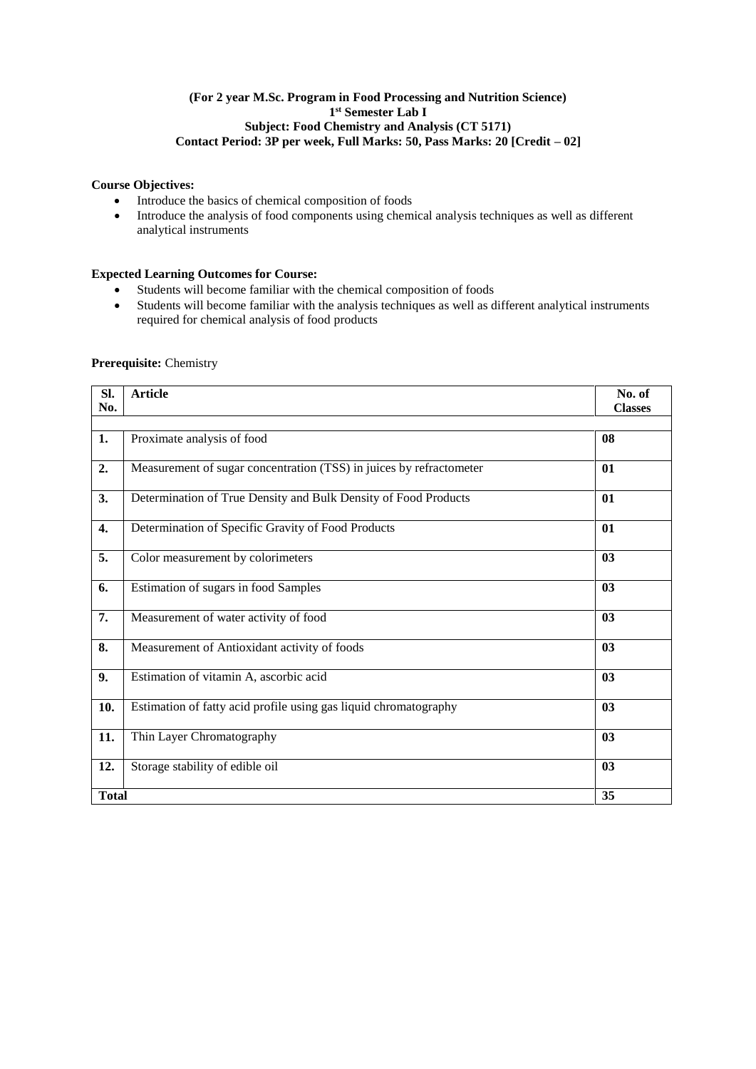**(For 2 year M.Sc. Program in Food Processing and Nutrition Science)**
**1st Semester Lab I**
**Subject: Food Chemistry and Analysis (CT 5171)**
**Contact Period: 3P per week, Full Marks: 50, Pass Marks: 20 [Credit – 02]**

**Course Objectives:**

- Introduce the basics of chemical composition of foods
- Introduce the analysis of food components using chemical analysis techniques as well as different analytical instruments

**Expected Learning Outcomes for Course:**

- Students will become familiar with the chemical composition of foods
- Students will become familiar with the analysis techniques as well as different analytical instruments required for chemical analysis of food products

**Prerequisite:** Chemistry

| Sl. No. | Article | No. of Classes |
|---|---|---|
| 1. | Proximate analysis of food | 08 |
| 2. | Measurement of sugar concentration (TSS) in juices by refractometer | 01 |
| 3. | Determination of True Density and Bulk Density of Food Products | 01 |
| 4. | Determination of Specific Gravity of Food Products | 01 |
| 5. | Color measurement by colorimeters | 03 |
| 6. | Estimation of sugars in food Samples | 03 |
| 7. | Measurement of water activity of food | 03 |
| 8. | Measurement of Antioxidant activity of foods | 03 |
| 9. | Estimation of vitamin A, ascorbic acid | 03 |
| 10. | Estimation of fatty acid profile using gas liquid chromatography | 03 |
| 11. | Thin Layer Chromatography | 03 |
| 12. | Storage stability of edible oil | 03 |
| **Total** | | **35** |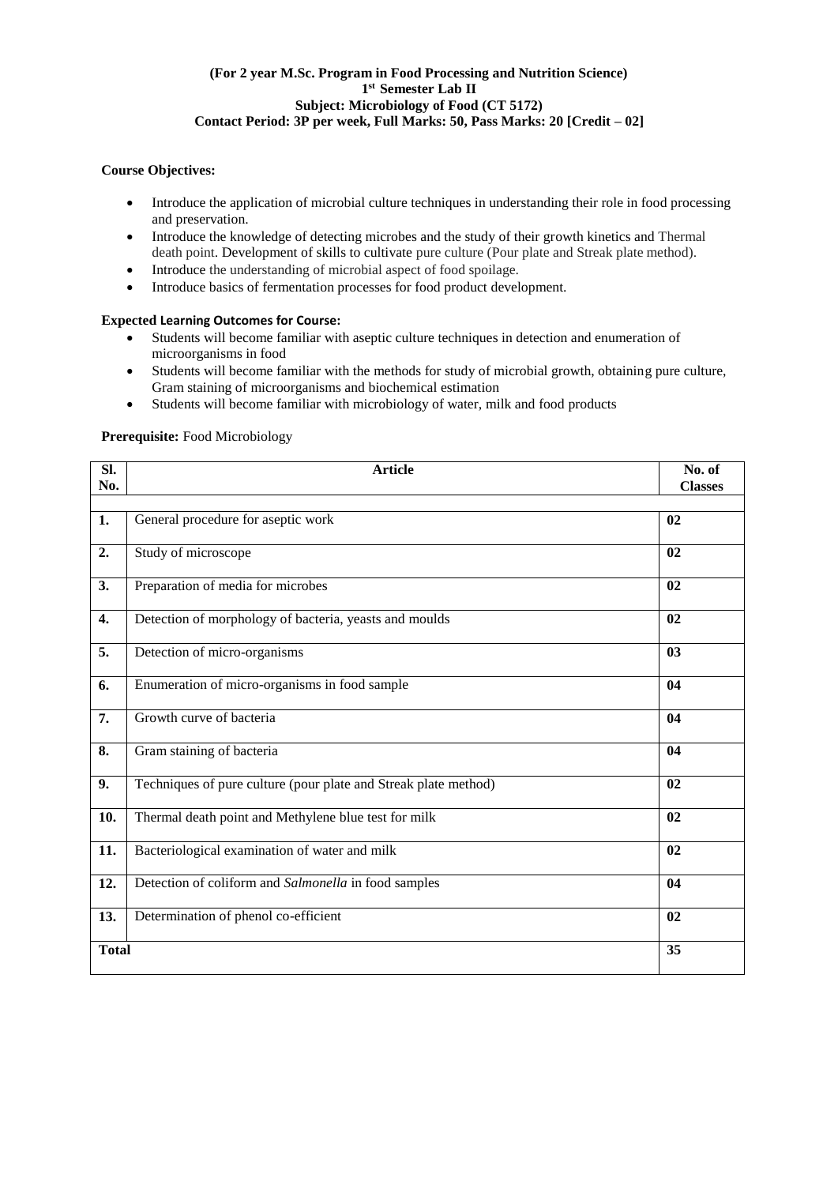**(For 2 year M.Sc. Program in Food Processing and Nutrition Science)**
**1st Semester Lab II**
**Subject: Microbiology of Food (CT 5172)**
**Contact Period: 3P per week, Full Marks: 50, Pass Marks: 20 [Credit – 02]**

**Course Objectives:**

- Introduce the application of microbial culture techniques in understanding their role in food processing and preservation.
- Introduce the knowledge of detecting microbes and the study of their growth kinetics and Thermal death point. Development of skills to cultivate pure culture (Pour plate and Streak plate method).
- Introduce the understanding of microbial aspect of food spoilage.
- Introduce basics of fermentation processes for food product development.

**Expected Learning Outcomes for Course:**

- Students will become familiar with aseptic culture techniques in detection and enumeration of microorganisms in food
- Students will become familiar with the methods for study of microbial growth, obtaining pure culture, Gram staining of microorganisms and biochemical estimation
- Students will become familiar with microbiology of water, milk and food products

**Prerequisite:** Food Microbiology

| Sl. No. | Article | No. of Classes |
|---|---|---|
| 1. | General procedure for aseptic work | 02 |
| 2. | Study of microscope | 02 |
| 3. | Preparation of media for microbes | 02 |
| 4. | Detection of morphology of bacteria, yeasts and moulds | 02 |
| 5. | Detection of micro-organisms | 03 |
| 6. | Enumeration of micro-organisms in food sample | 04 |
| 7. | Growth curve of bacteria | 04 |
| 8. | Gram staining of bacteria | 04 |
| 9. | Techniques of pure culture (pour plate and Streak plate method) | 02 |
| 10. | Thermal death point and Methylene blue test for milk | 02 |
| 11. | Bacteriological examination of water and milk | 02 |
| 12. | Detection of coliform and *Salmonella* in food samples | 04 |
| 13. | Determination of phenol co-efficient | 02 |
| **Total** | | **35** |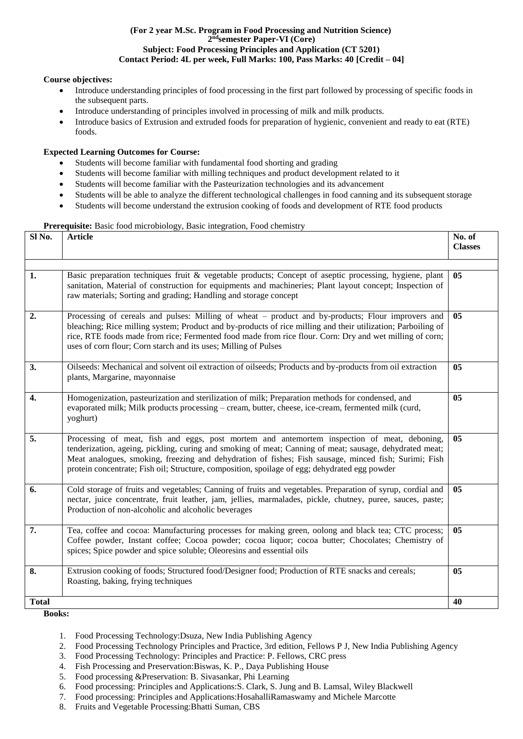**(For 2 year M.Sc. Program in Food Processing and Nutrition Science)**
**2nd semester Paper-VI (Core)**
**Subject: Food Processing Principles and Application (CT 5201)**
**Contact Period: 4L per week, Full Marks: 100, Pass Marks: 40 [Credit – 04]**

**Course objectives:**

- Introduce understanding principles of food processing in the first part followed by processing of specific foods in the subsequent parts.
- Introduce understanding of principles involved in processing of milk and milk products.
- Introduce basics of Extrusion and extruded foods for preparation of hygienic, convenient and ready to eat (RTE) foods.

**Expected Learning Outcomes for Course:**

- Students will become familiar with fundamental food shorting and grading
- Students will become familiar with milling techniques and product development related to it
- Students will become familiar with the Pasteurization technologies and its advancement
- Students will be able to analyze the different technological challenges in food canning and its subsequent storage
- Students will become understand the extrusion cooking of foods and development of RTE food products

**Prerequisite:** Basic food microbiology, Basic integration, Food chemistry

| Sl No. | Article | No. of Classes |
|---|---|---|
| 1. | Basic preparation techniques fruit & vegetable products; Concept of aseptic processing, hygiene, plant sanitation, Material of construction for equipments and machineries; Plant layout concept; Inspection of raw materials; Sorting and grading; Handling and storage concept | 05 |
| 2. | Processing of cereals and pulses: Milling of wheat – product and by-products; Flour improvers and bleaching; Rice milling system; Product and by-products of rice milling and their utilization; Parboiling of rice, RTE foods made from rice; Fermented food made from rice flour. Corn: Dry and wet milling of corn; uses of corn flour; Corn starch and its uses; Milling of Pulses | 05 |
| 3. | Oilseeds: Mechanical and solvent oil extraction of oilseeds; Products and by-products from oil extraction plants, Margarine, mayonnaise | 05 |
| 4. | Homogenization, pasteurization and sterilization of milk; Preparation methods for condensed, and evaporated milk; Milk products processing – cream, butter, cheese, ice-cream, fermented milk (curd, yoghurt) | 05 |
| 5. | Processing of meat, fish and eggs, post mortem and antemortem inspection of meat, deboning, tenderization, ageing, pickling, curing and smoking of meat; Canning of meat; sausage, dehydrated meat; Meat analogues, smoking, freezing and dehydration of fishes; Fish sausage, minced fish; Surimi; Fish protein concentrate; Fish oil; Structure, composition, spoilage of egg; dehydrated egg powder | 05 |
| 6. | Cold storage of fruits and vegetables; Canning of fruits and vegetables. Preparation of syrup, cordial and nectar, juice concentrate, fruit leather, jam, jellies, marmalades, pickle, chutney, puree, sauces, paste; Production of non-alcoholic and alcoholic beverages | 05 |
| 7. | Tea, coffee and cocoa: Manufacturing processes for making green, oolong and black tea; CTC process; Coffee powder, Instant coffee; Cocoa powder; cocoa liquor; cocoa butter; Chocolates; Chemistry of spices; Spice powder and spice soluble; Oleoresins and essential oils | 05 |
| 8. | Extrusion cooking of foods; Structured food/Designer food; Production of RTE snacks and cereals; Roasting, baking, frying techniques | 05 |
| **Total** | | **40** |

**Books:**

1. Food Processing Technology:Dsuza, New India Publishing Agency
2. Food Processing Technology Principles and Practice, 3rd edition, Fellows P J, New India Publishing Agency
3. Food Processing Technology: Principles and Practice: P. Fellows, CRC press
4. Fish Processing and Preservation:Biswas, K. P., Daya Publishing House
5. Food processing &Preservation: B. Sivasankar, Phi Learning
6. Food processing: Principles and Applications:S. Clark, S. Jung and B. Lamsal, Wiley Blackwell
7. Food processing: Principles and Applications:HosahalliRamaswamy and Michele Marcotte
8. Fruits and Vegetable Processing:Bhatti Suman, CBS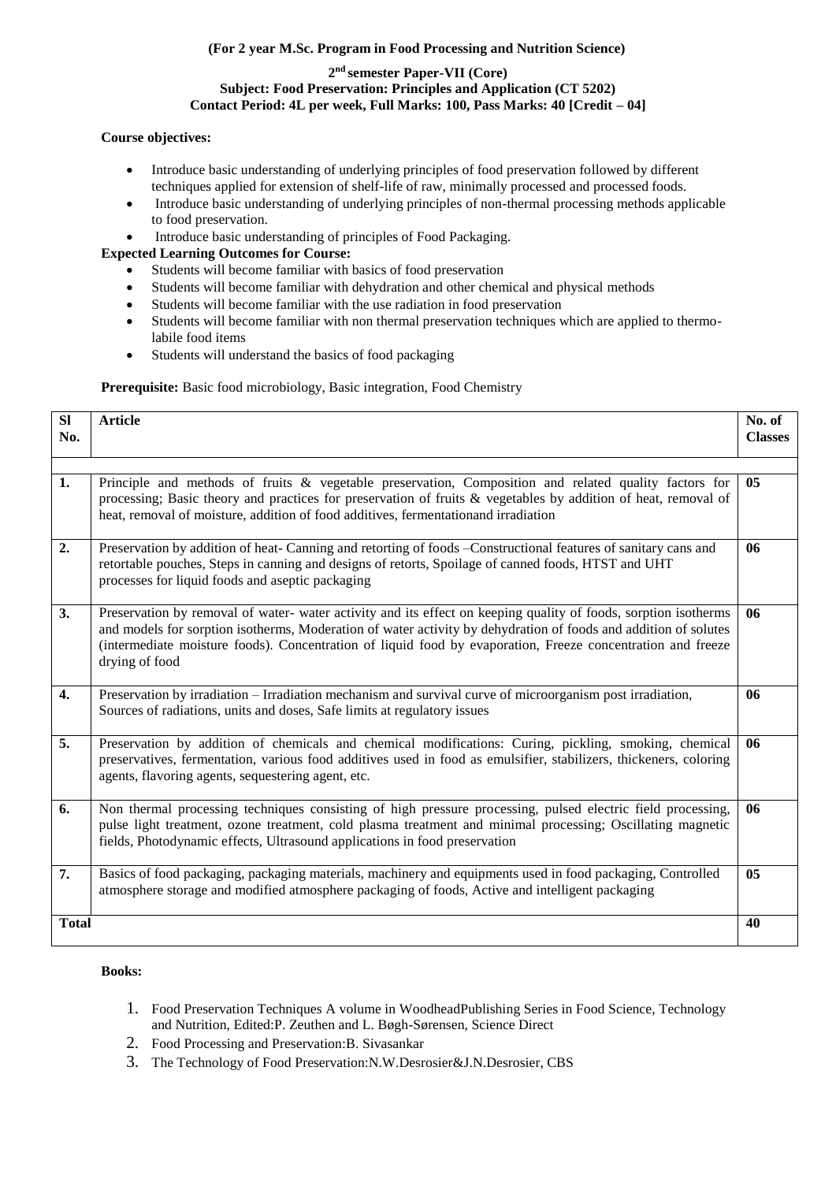**(For 2 year M.Sc. Program in Food Processing and Nutrition Science)**

**2nd semester Paper-VII (Core)**
**Subject: Food Preservation: Principles and Application (CT 5202)**
**Contact Period: 4L per week, Full Marks: 100, Pass Marks: 40 [Credit – 04]**

**Course objectives:**

- Introduce basic understanding of underlying principles of food preservation followed by different techniques applied for extension of shelf-life of raw, minimally processed and processed foods.
- Introduce basic understanding of underlying principles of non-thermal processing methods applicable to food preservation.
- Introduce basic understanding of principles of Food Packaging.

**Expected Learning Outcomes for Course:**

- Students will become familiar with basics of food preservation
- Students will become familiar with dehydration and other chemical and physical methods
- Students will become familiar with the use radiation in food preservation
- Students will become familiar with non thermal preservation techniques which are applied to thermo-labile food items
- Students will understand the basics of food packaging

**Prerequisite:** Basic food microbiology, Basic integration, Food Chemistry

| Sl No. | Article | No. of Classes |
|---|---|---|
| 1. | Principle and methods of fruits & vegetable preservation, Composition and related quality factors for processing; Basic theory and practices for preservation of fruits & vegetables by addition of heat, removal of heat, removal of moisture, addition of food additives, fermentationand irradiation | 05 |
| 2. | Preservation by addition of heat- Canning and retorting of foods –Constructional features of sanitary cans and retortable pouches, Steps in canning and designs of retorts, Spoilage of canned foods, HTST and UHT processes for liquid foods and aseptic packaging | 06 |
| 3. | Preservation by removal of water- water activity and its effect on keeping quality of foods, sorption isotherms and models for sorption isotherms, Moderation of water activity by dehydration of foods and addition of solutes (intermediate moisture foods). Concentration of liquid food by evaporation, Freeze concentration and freeze drying of food | 06 |
| 4. | Preservation by irradiation – Irradiation mechanism and survival curve of microorganism post irradiation, Sources of radiations, units and doses, Safe limits at regulatory issues | 06 |
| 5. | Preservation by addition of chemicals and chemical modifications: Curing, pickling, smoking, chemical preservatives, fermentation, various food additives used in food as emulsifier, stabilizers, thickeners, coloring agents, flavoring agents, sequestering agent, etc. | 06 |
| 6. | Non thermal processing techniques consisting of high pressure processing, pulsed electric field processing, pulse light treatment, ozone treatment, cold plasma treatment and minimal processing; Oscillating magnetic fields, Photodynamic effects, Ultrasound applications in food preservation | 06 |
| 7. | Basics of food packaging, packaging materials, machinery and equipments used in food packaging, Controlled atmosphere storage and modified atmosphere packaging of foods, Active and intelligent packaging | 05 |
| **Total** | | **40** |

**Books:**

1. Food Preservation Techniques A volume in WoodheadPublishing Series in Food Science, Technology and Nutrition, Edited:P. Zeuthen and L. Bøgh-Sørensen, Science Direct
2. Food Processing and Preservation:B. Sivasankar
3. The Technology of Food Preservation:N.W.Desrosier&J.N.Desrosier, CBS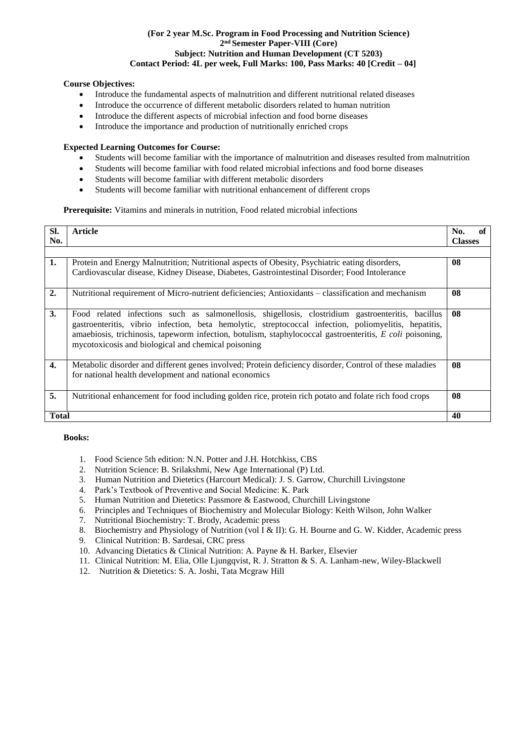**(For 2 year M.Sc. Program in Food Processing and Nutrition Science)**
**2nd Semester Paper-VIII (Core)**
**Subject: Nutrition and Human Development (CT 5203)**
**Contact Period: 4L per week, Full Marks: 100, Pass Marks: 40 [Credit – 04]**

**Course Objectives:**

- Introduce the fundamental aspects of malnutrition and different nutritional related diseases
- Introduce the occurrence of different metabolic disorders related to human nutrition
- Introduce the different aspects of microbial infection and food borne diseases
- Introduce the importance and production of nutritionally enriched crops

**Expected Learning Outcomes for Course:**

- Students will become familiar with the importance of malnutrition and diseases resulted from malnutrition
- Students will become familiar with food related microbial infections and food borne diseases
- Students will become familiar with different metabolic disorders
- Students will become familiar with nutritional enhancement of different crops

**Prerequisite:** Vitamins and minerals in nutrition, Food related microbial infections

| Sl. No. | Article | No. of Classes |
|---|---|---|
| 1. | Protein and Energy Malnutrition; Nutritional aspects of Obesity, Psychiatric eating disorders, Cardiovascular disease, Kidney Disease, Diabetes, Gastrointestinal Disorder; Food Intolerance | 08 |
| 2. | Nutritional requirement of Micro-nutrient deficiencies; Antioxidants – classification and mechanism | 08 |
| 3. | Food related infections such as salmonellosis, shigellosis, clostridium gastroenteritis, bacillus gastroenteritis, vibrio infection, beta hemolytic, streptococcal infection, poliomyelitis, hepatitis, amaebiosis, trichinosis, tapeworm infection, botulism, staphylococcal gastroenteritis, *E coli* poisoning, mycotoxicosis and biological and chemical poisoning | 08 |
| 4. | Metabolic disorder and different genes involved; Protein deficiency disorder, Control of these maladies for national health development and national economics | 08 |
| 5. | Nutritional enhancement for food including golden rice, protein rich potato and folate rich food crops | 08 |
| **Total** | | **40** |

**Books:**

1. Food Science 5th edition: N.N. Potter and J.H. Hotchkiss, CBS
2. Nutrition Science: B. Srilakshmi, New Age International (P) Ltd.
3. Human Nutrition and Dietetics (Harcourt Medical): J. S. Garrow, Churchill Livingstone
4. Park's Textbook of Preventive and Social Medicine: K. Park
5. Human Nutrition and Dietetics: Passmore & Eastwood, Churchill Livingstone
6. Principles and Techniques of Biochemistry and Molecular Biology: Keith Wilson, John Walker
7. Nutritional Biochemistry: T. Brody, Academic press
8. Biochemistry and Physiology of Nutrition (vol I & II): G. H. Bourne and G. W. Kidder, Academic press
9. Clinical Nutrition: B. Sardesai, CRC press
10. Advancing Dietatics & Clinical Nutrition: A. Payne & H. Barker, Elsevier
11. Clinical Nutrition: M. Elia, Olle Ljungqvist, R. J. Stratton & S. A. Lanham-new, Wiley-Blackwell
12. Nutrition & Dietetics: S. A. Joshi, Tata Mcgraw Hill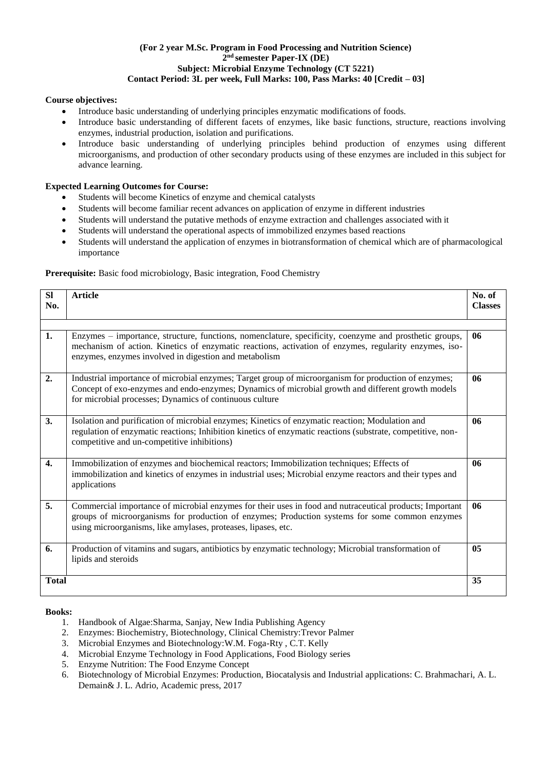**(For 2 year M.Sc. Program in Food Processing and Nutrition Science)**
**2nd semester Paper-IX (DE)**
**Subject: Microbial Enzyme Technology (CT 5221)**
**Contact Period: 3L per week, Full Marks: 100, Pass Marks: 40 [Credit – 03]**

**Course objectives:**

- Introduce basic understanding of underlying principles enzymatic modifications of foods.
- Introduce basic understanding of different facets of enzymes, like basic functions, structure, reactions involving enzymes, industrial production, isolation and purifications.
- Introduce basic understanding of underlying principles behind production of enzymes using different microorganisms, and production of other secondary products using of these enzymes are included in this subject for advance learning.

**Expected Learning Outcomes for Course:**

- Students will become Kinetics of enzyme and chemical catalysts
- Students will become familiar recent advances on application of enzyme in different industries
- Students will understand the putative methods of enzyme extraction and challenges associated with it
- Students will understand the operational aspects of immobilized enzymes based reactions
- Students will understand the application of enzymes in biotransformation of chemical which are of pharmacological importance

**Prerequisite:** Basic food microbiology, Basic integration, Food Chemistry

| Sl No. | Article | No. of Classes |
|---|---|---|
| | | |
| **1.** | Enzymes – importance, structure, functions, nomenclature, specificity, coenzyme and prosthetic groups, mechanism of action. Kinetics of enzymatic reactions, activation of enzymes, regularity enzymes, iso-enzymes, enzymes involved in digestion and metabolism | **06** |
| **2.** | Industrial importance of microbial enzymes; Target group of microorganism for production of enzymes; Concept of exo-enzymes and endo-enzymes; Dynamics of microbial growth and different growth models for microbial processes; Dynamics of continuous culture | **06** |
| **3.** | Isolation and purification of microbial enzymes; Kinetics of enzymatic reaction; Modulation and regulation of enzymatic reactions; Inhibition kinetics of enzymatic reactions (substrate, competitive, non-competitive and un-competitive inhibitions) | **06** |
| **4.** | Immobilization of enzymes and biochemical reactors; Immobilization techniques; Effects of immobilization and kinetics of enzymes in industrial uses; Microbial enzyme reactors and their types and applications | **06** |
| **5.** | Commercial importance of microbial enzymes for their uses in food and nutraceutical products; Important groups of microorganisms for production of enzymes; Production systems for some common enzymes using microorganisms, like amylases, proteases, lipases, etc. | **06** |
| **6.** | Production of vitamins and sugars, antibiotics by enzymatic technology; Microbial transformation of lipids and steroids | **05** |
| **Total** | | **35** |

**Books:**

1. Handbook of Algae:Sharma, Sanjay, New India Publishing Agency
2. Enzymes: Biochemistry, Biotechnology, Clinical Chemistry:Trevor Palmer
3. Microbial Enzymes and Biotechnology:W.M. Foga-Rty , C.T. Kelly
4. Microbial Enzyme Technology in Food Applications, Food Biology series
5. Enzyme Nutrition: The Food Enzyme Concept
6. Biotechnology of Microbial Enzymes: Production, Biocatalysis and Industrial applications: C. Brahmachari, A. L. Demain& J. L. Adrio, Academic press, 2017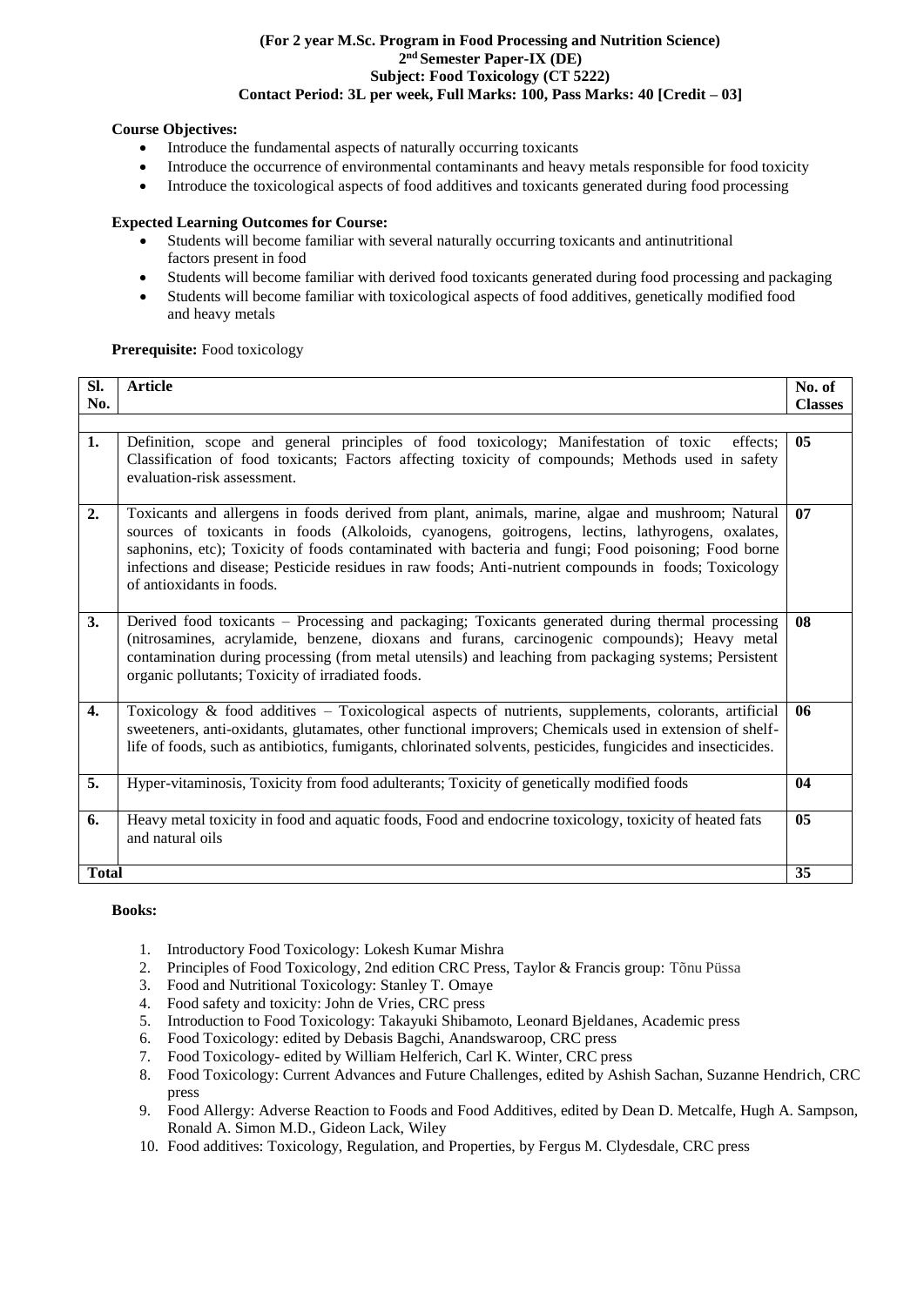**(For 2 year M.Sc. Program in Food Processing and Nutrition Science)**
**2nd Semester Paper-IX (DE)**
**Subject: Food Toxicology (CT 5222)**
**Contact Period: 3L per week, Full Marks: 100, Pass Marks: 40 [Credit – 03]**

**Course Objectives:**

- Introduce the fundamental aspects of naturally occurring toxicants
- Introduce the occurrence of environmental contaminants and heavy metals responsible for food toxicity
- Introduce the toxicological aspects of food additives and toxicants generated during food processing

**Expected Learning Outcomes for Course:**

- Students will become familiar with several naturally occurring toxicants and antinutritional factors present in food
- Students will become familiar with derived food toxicants generated during food processing and packaging
- Students will become familiar with toxicological aspects of food additives, genetically modified food and heavy metals

**Prerequisite:** Food toxicology

| Sl. No. | Article | No. of Classes |
|---|---|---|
| 1. | Definition, scope and general principles of food toxicology; Manifestation of toxic effects; Classification of food toxicants; Factors affecting toxicity of compounds; Methods used in safety evaluation-risk assessment. | 05 |
| 2. | Toxicants and allergens in foods derived from plant, animals, marine, algae and mushroom; Natural sources of toxicants in foods (Alkoloids, cyanogens, goitrogens, lectins, lathyrogens, oxalates, saphonins, etc); Toxicity of foods contaminated with bacteria and fungi; Food poisoning; Food borne infections and disease; Pesticide residues in raw foods; Anti-nutrient compounds in foods; Toxicology of antioxidants in foods. | 07 |
| 3. | Derived food toxicants – Processing and packaging; Toxicants generated during thermal processing (nitrosamines, acrylamide, benzene, dioxans and furans, carcinogenic compounds); Heavy metal contamination during processing (from metal utensils) and leaching from packaging systems; Persistent organic pollutants; Toxicity of irradiated foods. | 08 |
| 4. | Toxicology & food additives – Toxicological aspects of nutrients, supplements, colorants, artificial sweeteners, anti-oxidants, glutamates, other functional improvers; Chemicals used in extension of shelf-life of foods, such as antibiotics, fumigants, chlorinated solvents, pesticides, fungicides and insecticides. | 06 |
| 5. | Hyper-vitaminosis, Toxicity from food adulterants; Toxicity of genetically modified foods | 04 |
| 6. | Heavy metal toxicity in food and aquatic foods, Food and endocrine toxicology, toxicity of heated fats and natural oils | 05 |
| **Total** | | **35** |

**Books:**

1. Introductory Food Toxicology: Lokesh Kumar Mishra
2. Principles of Food Toxicology, 2nd edition CRC Press, Taylor & Francis group: Tõnu Püssa
3. Food and Nutritional Toxicology: Stanley T. Omaye
4. Food safety and toxicity: John de Vries, CRC press
5. Introduction to Food Toxicology: Takayuki Shibamoto, Leonard Bjeldanes, Academic press
6. Food Toxicology: edited by Debasis Bagchi, Anandswaroop, CRC press
7. Food Toxicology- edited by William Helferich, Carl K. Winter, CRC press
8. Food Toxicology: Current Advances and Future Challenges, edited by Ashish Sachan, Suzanne Hendrich, CRC press
9. Food Allergy: Adverse Reaction to Foods and Food Additives, edited by Dean D. Metcalfe, Hugh A. Sampson, Ronald A. Simon M.D., Gideon Lack, Wiley
10. Food additives: Toxicology, Regulation, and Properties, by Fergus M. Clydesdale, CRC press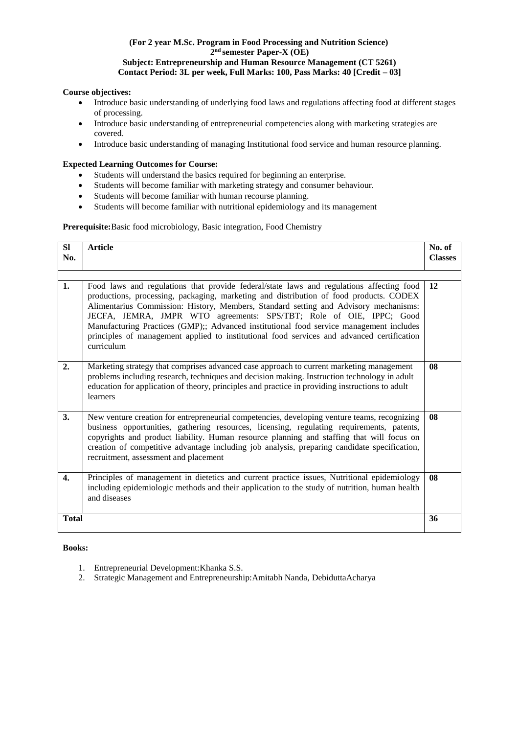**(For 2 year M.Sc. Program in Food Processing and Nutrition Science)**
**2nd semester Paper-X (OE)**
**Subject: Entrepreneurship and Human Resource Management (CT 5261)**
**Contact Period: 3L per week, Full Marks: 100, Pass Marks: 40 [Credit – 03]**

**Course objectives:**

- Introduce basic understanding of underlying food laws and regulations affecting food at different stages of processing.
- Introduce basic understanding of entrepreneurial competencies along with marketing strategies are covered.
- Introduce basic understanding of managing Institutional food service and human resource planning.

**Expected Learning Outcomes for Course:**

- Students will understand the basics required for beginning an enterprise.
- Students will become familiar with marketing strategy and consumer behaviour.
- Students will become familiar with human recourse planning.
- Students will become familiar with nutritional epidemiology and its management

**Prerequisite:**Basic food microbiology, Basic integration, Food Chemistry

| Sl No. | Article | No. of Classes |
|---|---|---|
| | | |
| 1. | Food laws and regulations that provide federal/state laws and regulations affecting food productions, processing, packaging, marketing and distribution of food products. CODEX Alimentarius Commission: History, Members, Standard setting and Advisory mechanisms: JECFA, JEMRA, JMPR WTO agreements: SPS/TBT; Role of OIE, IPPC; Good Manufacturing Practices (GMP);; Advanced institutional food service management includes principles of management applied to institutional food services and advanced certification curriculum | 12 |
| 2. | Marketing strategy that comprises advanced case approach to current marketing management problems including research, techniques and decision making. Instruction technology in adult education for application of theory, principles and practice in providing instructions to adult learners | 08 |
| 3. | New venture creation for entrepreneurial competencies, developing venture teams, recognizing business opportunities, gathering resources, licensing, regulating requirements, patents, copyrights and product liability. Human resource planning and staffing that will focus on creation of competitive advantage including job analysis, preparing candidate specification, recruitment, assessment and placement | 08 |
| 4. | Principles of management in dietetics and current practice issues, Nutritional epidemiology including epidemiologic methods and their application to the study of nutrition, human health and diseases | 08 |
| **Total** | | 36 |

**Books:**

1. Entrepreneurial Development:Khanka S.S.
2. Strategic Management and Entrepreneurship:Amitabh Nanda, DebiduttaAcharya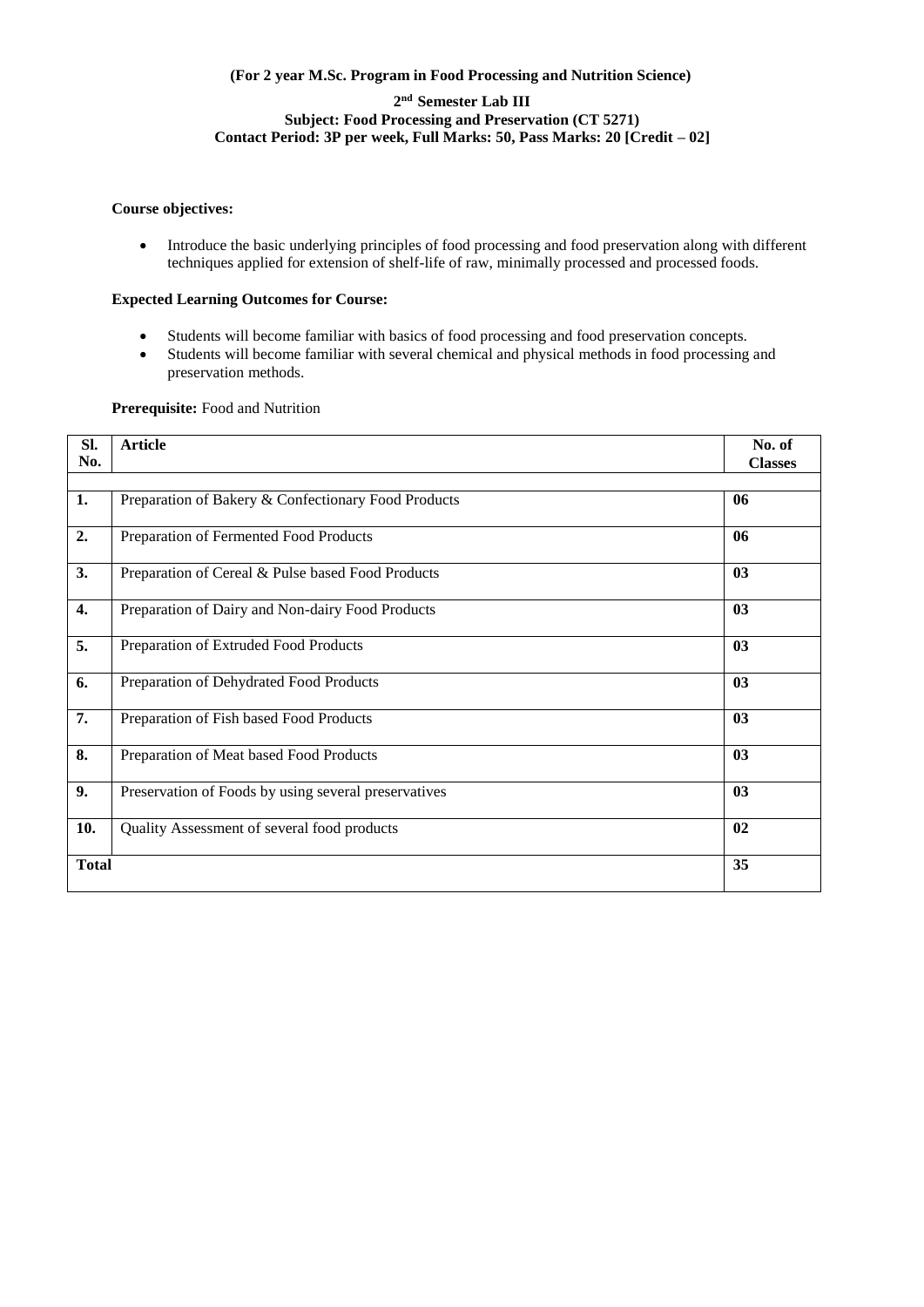**(For 2 year M.Sc. Program in Food Processing and Nutrition Science)**

**2nd Semester Lab III**
**Subject: Food Processing and Preservation (CT 5271)**
**Contact Period: 3P per week, Full Marks: 50, Pass Marks: 20 [Credit – 02]**

**Course objectives:**

- Introduce the basic underlying principles of food processing and food preservation along with different techniques applied for extension of shelf-life of raw, minimally processed and processed foods.

**Expected Learning Outcomes for Course:**

- Students will become familiar with basics of food processing and food preservation concepts.
- Students will become familiar with several chemical and physical methods in food processing and preservation methods.

**Prerequisite:** Food and Nutrition

| Sl. No. | Article | No. of Classes |
|---|---|---|
| | | |
| **1.** | Preparation of Bakery & Confectionary Food Products | **06** |
| **2.** | Preparation of Fermented Food Products | **06** |
| **3.** | Preparation of Cereal & Pulse based Food Products | **03** |
| **4.** | Preparation of Dairy and Non-dairy Food Products | **03** |
| **5.** | Preparation of Extruded Food Products | **03** |
| **6.** | Preparation of Dehydrated Food Products | **03** |
| **7.** | Preparation of Fish based Food Products | **03** |
| **8.** | Preparation of Meat based Food Products | **03** |
| **9.** | Preservation of Foods by using several preservatives | **03** |
| **10.** | Quality Assessment of several food products | **02** |
| **Total** | | **35** |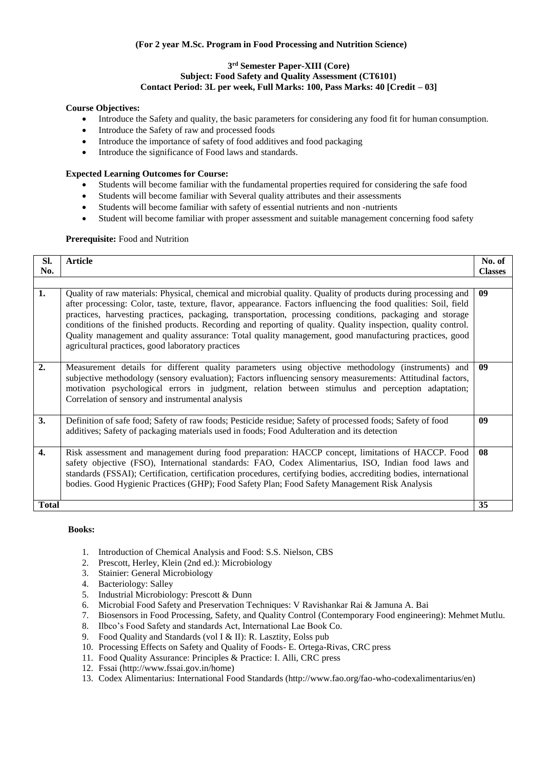**(For 2 year M.Sc. Program in Food Processing and Nutrition Science)**

**3rd Semester Paper-XIII (Core)**
**Subject: Food Safety and Quality Assessment (CT6101)**
**Contact Period: 3L per week, Full Marks: 100, Pass Marks: 40 [Credit – 03]**

**Course Objectives:**

- Introduce the Safety and quality, the basic parameters for considering any food fit for human consumption.
- Introduce the Safety of raw and processed foods
- Introduce the importance of safety of food additives and food packaging
- Introduce the significance of Food laws and standards.

**Expected Learning Outcomes for Course:**

- Students will become familiar with the fundamental properties required for considering the safe food
- Students will become familiar with Several quality attributes and their assessments
- Students will become familiar with safety of essential nutrients and non -nutrients
- Student will become familiar with proper assessment and suitable management concerning food safety

**Prerequisite:** Food and Nutrition

| Sl. No. | Article | No. of Classes |
|---|---|---|
| | | |
| 1. | Quality of raw materials: Physical, chemical and microbial quality. Quality of products during processing and after processing: Color, taste, texture, flavor, appearance. Factors influencing the food qualities: Soil, field practices, harvesting practices, packaging, transportation, processing conditions, packaging and storage conditions of the finished products. Recording and reporting of quality. Quality inspection, quality control. Quality management and quality assurance: Total quality management, good manufacturing practices, good agricultural practices, good laboratory practices | 09 |
| 2. | Measurement details for different quality parameters using objective methodology (instruments) and subjective methodology (sensory evaluation); Factors influencing sensory measurements: Attitudinal factors, motivation psychological errors in judgment, relation between stimulus and perception adaptation; Correlation of sensory and instrumental analysis | 09 |
| 3. | Definition of safe food; Safety of raw foods; Pesticide residue; Safety of processed foods; Safety of food additives; Safety of packaging materials used in foods; Food Adulteration and its detection | 09 |
| 4. | Risk assessment and management during food preparation: HACCP concept, limitations of HACCP. Food safety objective (FSO), International standards: FAO, Codex Alimentarius, ISO, Indian food laws and standards (FSSAI); Certification, certification procedures, certifying bodies, accrediting bodies, international bodies. Good Hygienic Practices (GHP); Food Safety Plan; Food Safety Management Risk Analysis | 08 |
| **Total** | | **35** |

**Books:**

1. Introduction of Chemical Analysis and Food: S.S. Nielson, CBS
2. Prescott, Herley, Klein (2nd ed.): Microbiology
3. Stainier: General Microbiology
4. Bacteriology: Salley
5. Industrial Microbiology: Prescott & Dunn
6. Microbial Food Safety and Preservation Techniques: V Ravishankar Rai & Jamuna A. Bai
7. Biosensors in Food Processing, Safety, and Quality Control (Contemporary Food engineering): Mehmet Mutlu.
8. Ilbco's Food Safety and standards Act, International Lae Book Co.
9. Food Quality and Standards (vol I & II): R. Lasztity, Eolss pub
10. Processing Effects on Safety and Quality of Foods- E. Ortega-Rivas, CRC press
11. Food Quality Assurance: Principles & Practice: I. Alli, CRC press
12. Fssai (http://www.fssai.gov.in/home)
13. Codex Alimentarius: International Food Standards (http://www.fao.org/fao-who-codexalimentarius/en)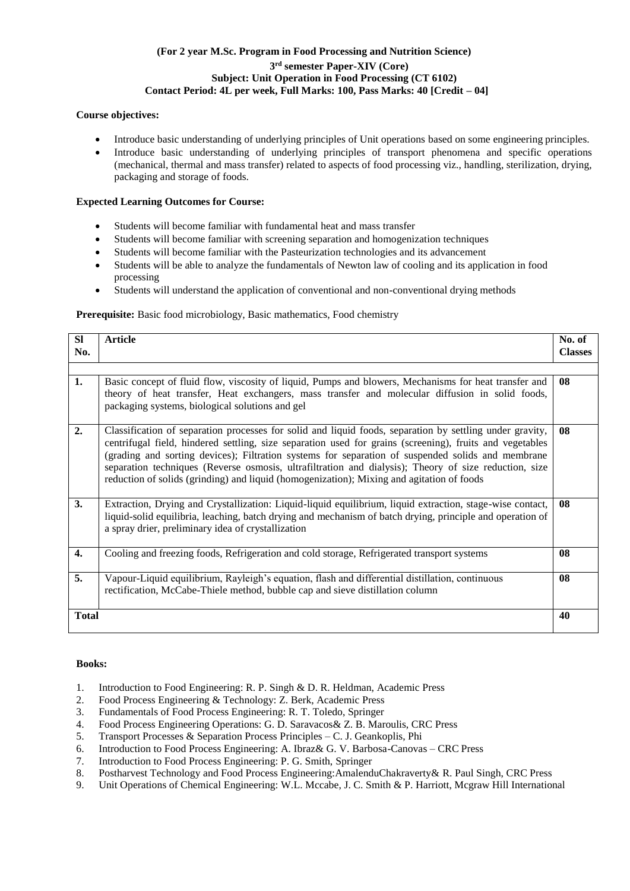**(For 2 year M.Sc. Program in Food Processing and Nutrition Science)**

**3rd semester Paper-XIV (Core)**

**Subject: Unit Operation in Food Processing (CT 6102)**

**Contact Period: 4L per week, Full Marks: 100, Pass Marks: 40 [Credit – 04]**

**Course objectives:**

- Introduce basic understanding of underlying principles of Unit operations based on some engineering principles.
- Introduce basic understanding of underlying principles of transport phenomena and specific operations (mechanical, thermal and mass transfer) related to aspects of food processing viz., handling, sterilization, drying, packaging and storage of foods.

**Expected Learning Outcomes for Course:**

- Students will become familiar with fundamental heat and mass transfer
- Students will become familiar with screening separation and homogenization techniques
- Students will become familiar with the Pasteurization technologies and its advancement
- Students will be able to analyze the fundamentals of Newton law of cooling and its application in food processing
- Students will understand the application of conventional and non-conventional drying methods

**Prerequisite:** Basic food microbiology, Basic mathematics, Food chemistry

| Sl No. | Article | No. of Classes |
|---|---|---|
| 1. | Basic concept of fluid flow, viscosity of liquid, Pumps and blowers, Mechanisms for heat transfer and theory of heat transfer, Heat exchangers, mass transfer and molecular diffusion in solid foods, packaging systems, biological solutions and gel | 08 |
| 2. | Classification of separation processes for solid and liquid foods, separation by settling under gravity, centrifugal field, hindered settling, size separation used for grains (screening), fruits and vegetables (grading and sorting devices); Filtration systems for separation of suspended solids and membrane separation techniques (Reverse osmosis, ultrafiltration and dialysis); Theory of size reduction, size reduction of solids (grinding) and liquid (homogenization); Mixing and agitation of foods | 08 |
| 3. | Extraction, Drying and Crystallization: Liquid-liquid equilibrium, liquid extraction, stage-wise contact, liquid-solid equilibria, leaching, batch drying and mechanism of batch drying, principle and operation of a spray drier, preliminary idea of crystallization | 08 |
| 4. | Cooling and freezing foods, Refrigeration and cold storage, Refrigerated transport systems | 08 |
| 5. | Vapour-Liquid equilibrium, Rayleigh's equation, flash and differential distillation, continuous rectification, McCabe-Thiele method, bubble cap and sieve distillation column | 08 |
| **Total** | | **40** |

**Books:**

1. Introduction to Food Engineering: R. P. Singh & D. R. Heldman, Academic Press
2. Food Process Engineering & Technology: Z. Berk, Academic Press
3. Fundamentals of Food Process Engineering: R. T. Toledo, Springer
4. Food Process Engineering Operations: G. D. Saravacos& Z. B. Maroulis, CRC Press
5. Transport Processes & Separation Process Principles – C. J. Geankoplis, Phi
6. Introduction to Food Process Engineering: A. Ibraz& G. V. Barbosa-Canovas – CRC Press
7. Introduction to Food Process Engineering: P. G. Smith, Springer
8. Postharvest Technology and Food Process Engineering:AmalenduChakraverty& R. Paul Singh, CRC Press
9. Unit Operations of Chemical Engineering: W.L. Mccabe, J. C. Smith & P. Harriott, Mcgraw Hill International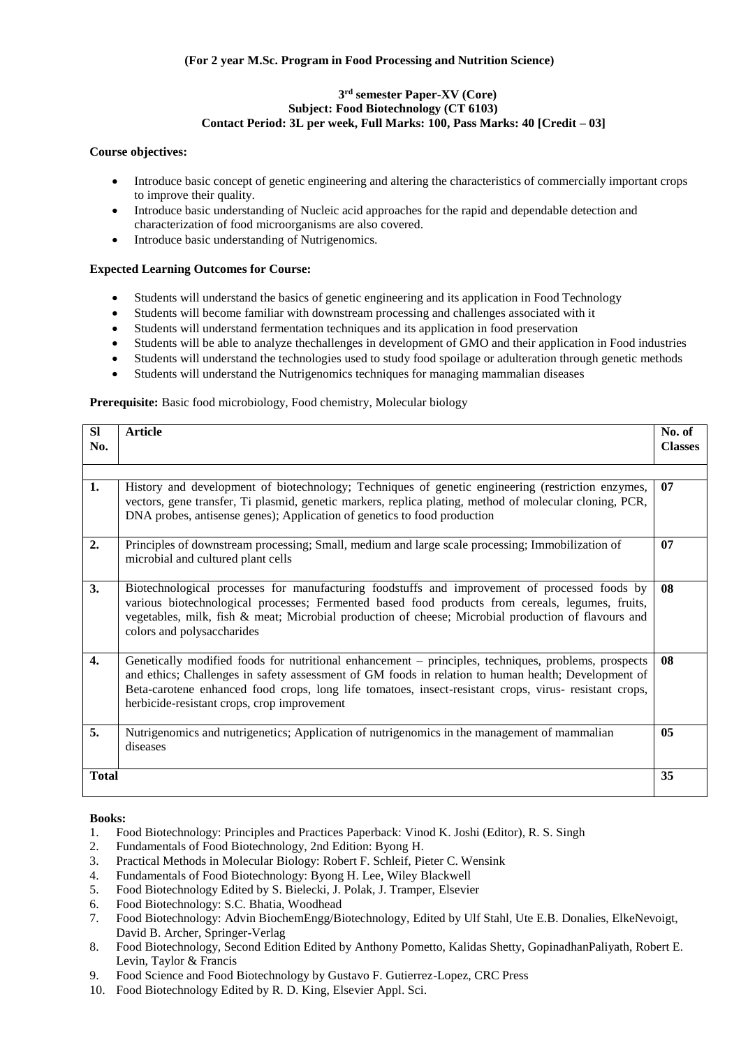**(For 2 year M.Sc. Program in Food Processing and Nutrition Science)**

**3rd semester Paper-XV (Core)**
**Subject: Food Biotechnology (CT 6103)**
**Contact Period: 3L per week, Full Marks: 100, Pass Marks: 40 [Credit – 03]**

**Course objectives:**

- Introduce basic concept of genetic engineering and altering the characteristics of commercially important crops to improve their quality.
- Introduce basic understanding of Nucleic acid approaches for the rapid and dependable detection and characterization of food microorganisms are also covered.
- Introduce basic understanding of Nutrigenomics.

**Expected Learning Outcomes for Course:**

- Students will understand the basics of genetic engineering and its application in Food Technology
- Students will become familiar with downstream processing and challenges associated with it
- Students will understand fermentation techniques and its application in food preservation
- Students will be able to analyze thechallenges in development of GMO and their application in Food industries
- Students will understand the technologies used to study food spoilage or adulteration through genetic methods
- Students will understand the Nutrigenomics techniques for managing mammalian diseases

**Prerequisite:** Basic food microbiology, Food chemistry, Molecular biology

| Sl No. | Article | No. of Classes |
|---|---|---|
| | | |
| 1. | History and development of biotechnology; Techniques of genetic engineering (restriction enzymes, vectors, gene transfer, Ti plasmid, genetic markers, replica plating, method of molecular cloning, PCR, DNA probes, antisense genes); Application of genetics to food production | 07 |
| 2. | Principles of downstream processing; Small, medium and large scale processing; Immobilization of microbial and cultured plant cells | 07 |
| 3. | Biotechnological processes for manufacturing foodstuffs and improvement of processed foods by various biotechnological processes; Fermented based food products from cereals, legumes, fruits, vegetables, milk, fish & meat; Microbial production of cheese; Microbial production of flavours and colors and polysaccharides | 08 |
| 4. | Genetically modified foods for nutritional enhancement – principles, techniques, problems, prospects and ethics; Challenges in safety assessment of GM foods in relation to human health; Development of Beta-carotene enhanced food crops, long life tomatoes, insect-resistant crops, virus- resistant crops, herbicide-resistant crops, crop improvement | 08 |
| 5. | Nutrigenomics and nutrigenetics; Application of nutrigenomics in the management of mammalian diseases | 05 |
| **Total** | | **35** |

**Books:**

1. Food Biotechnology: Principles and Practices Paperback: Vinod K. Joshi (Editor), R. S. Singh
2. Fundamentals of Food Biotechnology, 2nd Edition: Byong H.
3. Practical Methods in Molecular Biology: Robert F. Schleif, Pieter C. Wensink
4. Fundamentals of Food Biotechnology: Byong H. Lee, Wiley Blackwell
5. Food Biotechnology Edited by S. Bielecki, J. Polak, J. Tramper, Elsevier
6. Food Biotechnology: S.C. Bhatia, Woodhead
7. Food Biotechnology: Advin BiochemEngg/Biotechnology, Edited by Ulf Stahl, Ute E.B. Donalies, ElkeNevoigt, David B. Archer, Springer-Verlag
8. Food Biotechnology, Second Edition Edited by Anthony Pometto, Kalidas Shetty, GopinadhanPaliyath, Robert E. Levin, Taylor & Francis
9. Food Science and Food Biotechnology by Gustavo F. Gutierrez-Lopez, CRC Press
10. Food Biotechnology Edited by R. D. King, Elsevier Appl. Sci.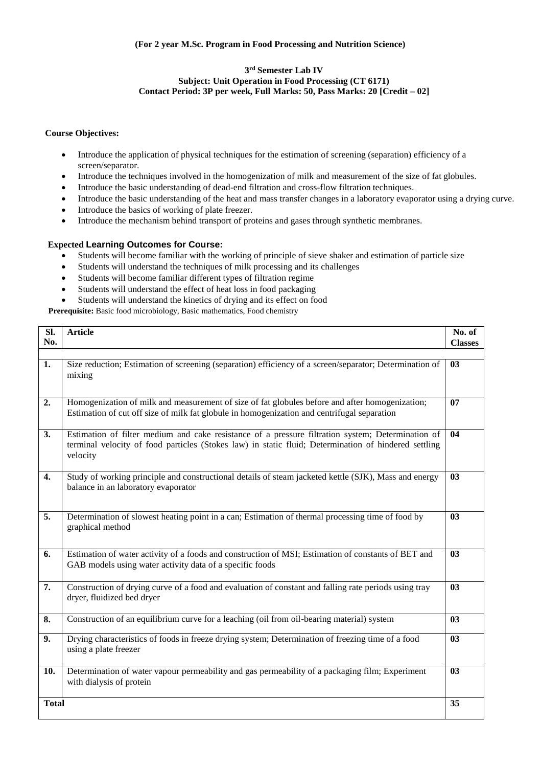**(For 2 year M.Sc. Program in Food Processing and Nutrition Science)**

**3rd Semester Lab IV**
**Subject: Unit Operation in Food Processing (CT 6171)**
**Contact Period: 3P per week, Full Marks: 50, Pass Marks: 20 [Credit – 02]**

**Course Objectives:**

- Introduce the application of physical techniques for the estimation of screening (separation) efficiency of a screen/separator.
- Introduce the techniques involved in the homogenization of milk and measurement of the size of fat globules.
- Introduce the basic understanding of dead-end filtration and cross-flow filtration techniques.
- Introduce the basic understanding of the heat and mass transfer changes in a laboratory evaporator using a drying curve.
- Introduce the basics of working of plate freezer.
- Introduce the mechanism behind transport of proteins and gases through synthetic membranes.

**Expected Learning Outcomes for Course:**

- Students will become familiar with the working of principle of sieve shaker and estimation of particle size
- Students will understand the techniques of milk processing and its challenges
- Students will become familiar different types of filtration regime
- Students will understand the effect of heat loss in food packaging
- Students will understand the kinetics of drying and its effect on food

**Prerequisite:** Basic food microbiology, Basic mathematics, Food chemistry

| Sl. No. | Article | No. of Classes |
|---|---|---|
| 1. | Size reduction; Estimation of screening (separation) efficiency of a screen/separator; Determination of mixing | 03 |
| 2. | Homogenization of milk and measurement of size of fat globules before and after homogenization; Estimation of cut off size of milk fat globule in homogenization and centrifugal separation | 07 |
| 3. | Estimation of filter medium and cake resistance of a pressure filtration system; Determination of terminal velocity of food particles (Stokes law) in static fluid; Determination of hindered settling velocity | 04 |
| 4. | Study of working principle and constructional details of steam jacketed kettle (SJK), Mass and energy balance in an laboratory evaporator | 03 |
| 5. | Determination of slowest heating point in a can; Estimation of thermal processing time of food by graphical method | 03 |
| 6. | Estimation of water activity of a foods and construction of MSI; Estimation of constants of BET and GAB models using water activity data of a specific foods | 03 |
| 7. | Construction of drying curve of a food and evaluation of constant and falling rate periods using tray dryer, fluidized bed dryer | 03 |
| 8. | Construction of an equilibrium curve for a leaching (oil from oil-bearing material) system | 03 |
| 9. | Drying characteristics of foods in freeze drying system; Determination of freezing time of a food using a plate freezer | 03 |
| 10. | Determination of water vapour permeability and gas permeability of a packaging film; Experiment with dialysis of protein | 03 |
| **Total** | | **35** |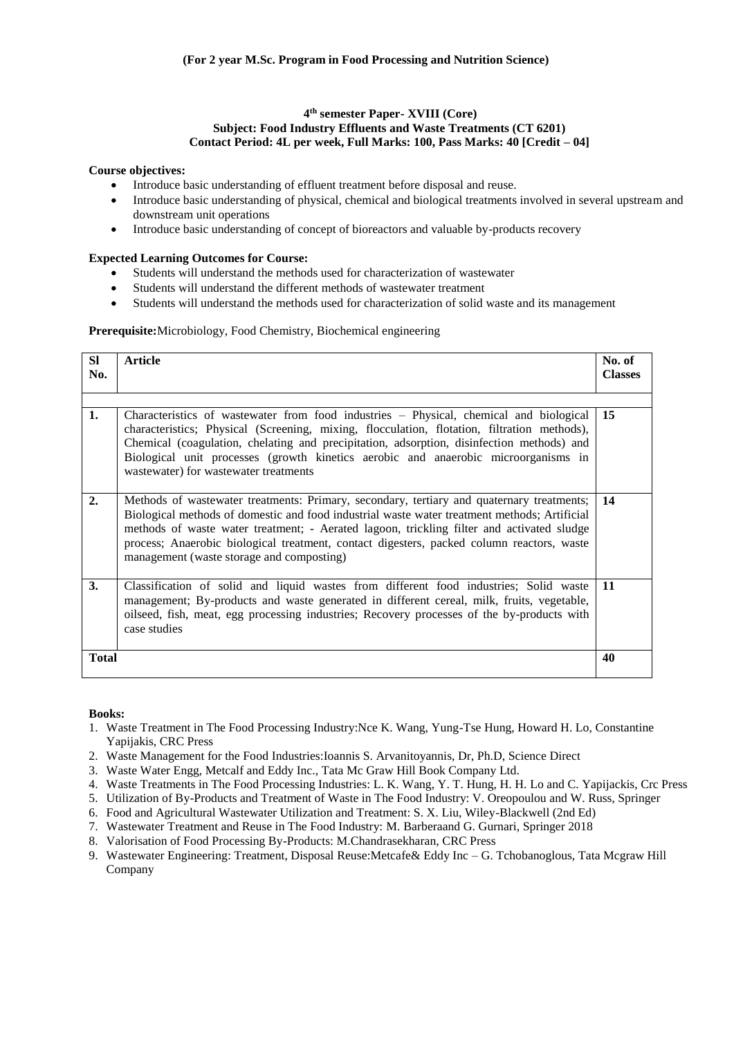**(For 2 year M.Sc. Program in Food Processing and Nutrition Science)**

**4th semester Paper- XVIII (Core)**
**Subject: Food Industry Effluents and Waste Treatments (CT 6201)**
**Contact Period: 4L per week, Full Marks: 100, Pass Marks: 40 [Credit – 04]**

**Course objectives:**

- Introduce basic understanding of effluent treatment before disposal and reuse.
- Introduce basic understanding of physical, chemical and biological treatments involved in several upstream and downstream unit operations
- Introduce basic understanding of concept of bioreactors and valuable by-products recovery

**Expected Learning Outcomes for Course:**

- Students will understand the methods used for characterization of wastewater
- Students will understand the different methods of wastewater treatment
- Students will understand the methods used for characterization of solid waste and its management

**Prerequisite:**Microbiology, Food Chemistry, Biochemical engineering

| Sl No. | Article | No. of Classes |
|---|---|---|
| | | |
| 1. | Characteristics of wastewater from food industries – Physical, chemical and biological characteristics; Physical (Screening, mixing, flocculation, flotation, filtration methods), Chemical (coagulation, chelating and precipitation, adsorption, disinfection methods) and Biological unit processes (growth kinetics aerobic and anaerobic microorganisms in wastewater) for wastewater treatments | 15 |
| 2. | Methods of wastewater treatments: Primary, secondary, tertiary and quaternary treatments; Biological methods of domestic and food industrial waste water treatment methods; Artificial methods of waste water treatment; - Aerated lagoon, trickling filter and activated sludge process; Anaerobic biological treatment, contact digesters, packed column reactors, waste management (waste storage and composting) | 14 |
| 3. | Classification of solid and liquid wastes from different food industries; Solid waste management; By-products and waste generated in different cereal, milk, fruits, vegetable, oilseed, fish, meat, egg processing industries; Recovery processes of the by-products with case studies | 11 |
| **Total** | | **40** |

**Books:**

1. Waste Treatment in The Food Processing Industry:Nce K. Wang, Yung-Tse Hung, Howard H. Lo, Constantine Yapijakis, CRC Press
2. Waste Management for the Food Industries:Ioannis S. Arvanitoyannis, Dr, Ph.D, Science Direct
3. Waste Water Engg, Metcalf and Eddy Inc., Tata Mc Graw Hill Book Company Ltd.
4. Waste Treatments in The Food Processing Industries: L. K. Wang, Y. T. Hung, H. H. Lo and C. Yapijackis, Crc Press
5. Utilization of By-Products and Treatment of Waste in The Food Industry: V. Oreopoulou and W. Russ, Springer
6. Food and Agricultural Wastewater Utilization and Treatment: S. X. Liu, Wiley-Blackwell (2nd Ed)
7. Wastewater Treatment and Reuse in The Food Industry: M. Barberaand G. Gurnari, Springer 2018
8. Valorisation of Food Processing By-Products: M.Chandrasekharan, CRC Press
9. Wastewater Engineering: Treatment, Disposal Reuse:Metcafe& Eddy Inc – G. Tchobanoglous, Tata Mcgraw Hill Company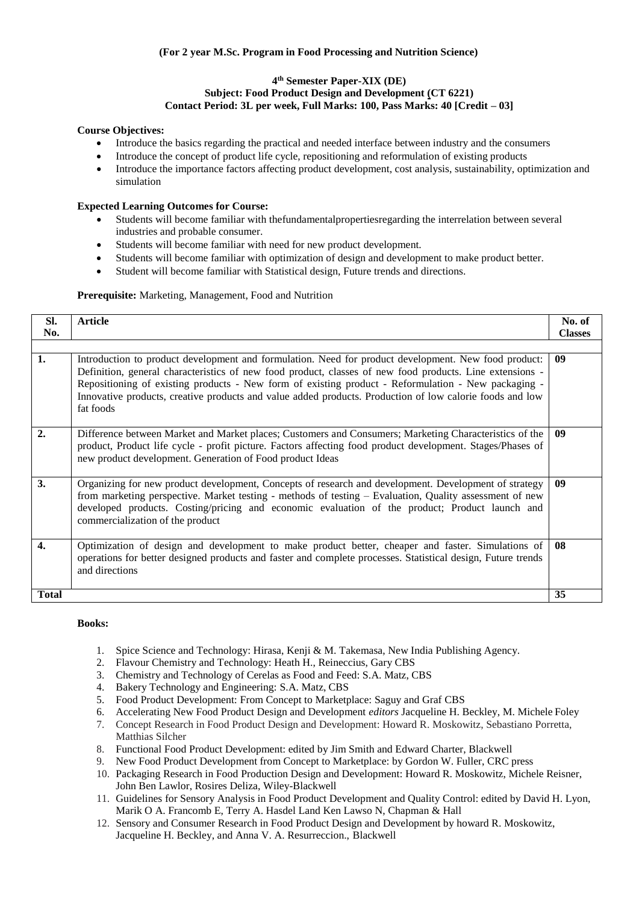**(For 2 year M.Sc. Program in Food Processing and Nutrition Science)**

**4th Semester Paper-XIX (DE)**
**Subject: Food Product Design and Development (CT 6221)**
**Contact Period: 3L per week, Full Marks: 100, Pass Marks: 40 [Credit – 03]**

**Course Objectives:**

- Introduce the basics regarding the practical and needed interface between industry and the consumers
- Introduce the concept of product life cycle, repositioning and reformulation of existing products
- Introduce the importance factors affecting product development, cost analysis, sustainability, optimization and simulation

**Expected Learning Outcomes for Course:**

- Students will become familiar with thefundamentalpropertiesregarding the interrelation between several industries and probable consumer.
- Students will become familiar with need for new product development.
- Students will become familiar with optimization of design and development to make product better.
- Student will become familiar with Statistical design, Future trends and directions.

**Prerequisite:** Marketing, Management, Food and Nutrition

| Sl. No. | Article | No. of Classes |
|---|---|---|
| 1. | Introduction to product development and formulation. Need for product development. New food product: Definition, general characteristics of new food product, classes of new food products. Line extensions - Repositioning of existing products - New form of existing product - Reformulation - New packaging - Innovative products, creative products and value added products. Production of low calorie foods and low fat foods | 09 |
| 2. | Difference between Market and Market places; Customers and Consumers; Marketing Characteristics of the product, Product life cycle - profit picture. Factors affecting food product development. Stages/Phases of new product development. Generation of Food product Ideas | 09 |
| 3. | Organizing for new product development, Concepts of research and development. Development of strategy from marketing perspective. Market testing - methods of testing – Evaluation, Quality assessment of new developed products. Costing/pricing and economic evaluation of the product; Product launch and commercialization of the product | 09 |
| 4. | Optimization of design and development to make product better, cheaper and faster. Simulations of operations for better designed products and faster and complete processes. Statistical design, Future trends and directions | 08 |
| **Total** | | **35** |

**Books:**

1. Spice Science and Technology: Hirasa, Kenji & M. Takemasa, New India Publishing Agency.
2. Flavour Chemistry and Technology: Heath H., Reineccius, Gary CBS
3. Chemistry and Technology of Cerelas as Food and Feed: S.A. Matz, CBS
4. Bakery Technology and Engineering: S.A. Matz, CBS
5. Food Product Development: From Concept to Marketplace: Saguy and Graf CBS
6. Accelerating New Food Product Design and Development *editors* Jacqueline H. Beckley, M. Michele Foley
7. Concept Research in Food Product Design and Development: Howard R. Moskowitz, Sebastiano Porretta, Matthias Silcher
8. Functional Food Product Development: edited by Jim Smith and Edward Charter, Blackwell
9. New Food Product Development from Concept to Marketplace: by Gordon W. Fuller, CRC press
10. Packaging Research in Food Production Design and Development: Howard R. Moskowitz, Michele Reisner, John Ben Lawlor, Rosires Deliza, Wiley-Blackwell
11. Guidelines for Sensory Analysis in Food Product Development and Quality Control: edited by David H. Lyon, Marik O A. Francomb E, Terry A. Hasdel Land Ken Lawso N, Chapman & Hall
12. Sensory and Consumer Research in Food Product Design and Development by howard R. Moskowitz, Jacqueline H. Beckley, and Anna V. A. Resurreccion., Blackwell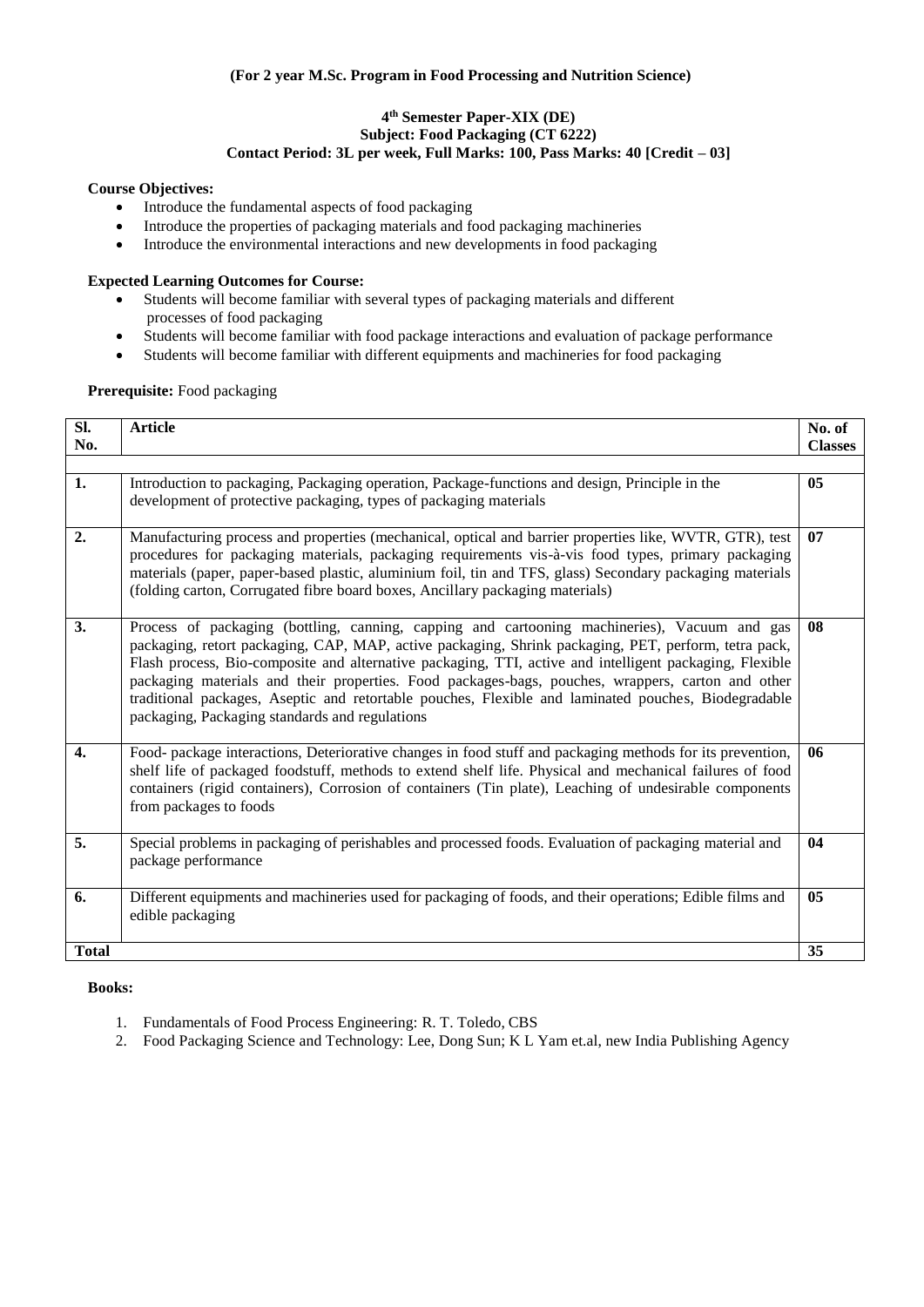**(For 2 year M.Sc. Program in Food Processing and Nutrition Science)**

**4th Semester Paper-XIX (DE)**
**Subject: Food Packaging (CT 6222)**
**Contact Period: 3L per week, Full Marks: 100, Pass Marks: 40 [Credit – 03]**

**Course Objectives:**

- Introduce the fundamental aspects of food packaging
- Introduce the properties of packaging materials and food packaging machineries
- Introduce the environmental interactions and new developments in food packaging

**Expected Learning Outcomes for Course:**

- Students will become familiar with several types of packaging materials and different processes of food packaging
- Students will become familiar with food package interactions and evaluation of package performance
- Students will become familiar with different equipments and machineries for food packaging

**Prerequisite:** Food packaging

| Sl. No. | Article | No. of Classes |
|---|---|---|
| 1. | Introduction to packaging, Packaging operation, Package-functions and design, Principle in the development of protective packaging, types of packaging materials | 05 |
| 2. | Manufacturing process and properties (mechanical, optical and barrier properties like, WVTR, GTR), test procedures for packaging materials, packaging requirements vis-à-vis food types, primary packaging materials (paper, paper-based plastic, aluminium foil, tin and TFS, glass) Secondary packaging materials (folding carton, Corrugated fibre board boxes, Ancillary packaging materials) | 07 |
| 3. | Process of packaging (bottling, canning, capping and cartooning machineries), Vacuum and gas packaging, retort packaging, CAP, MAP, active packaging, Shrink packaging, PET, perform, tetra pack, Flash process, Bio-composite and alternative packaging, TTI, active and intelligent packaging, Flexible packaging materials and their properties. Food packages-bags, pouches, wrappers, carton and other traditional packages, Aseptic and retortable pouches, Flexible and laminated pouches, Biodegradable packaging, Packaging standards and regulations | 08 |
| 4. | Food- package interactions, Deteriorative changes in food stuff and packaging methods for its prevention, shelf life of packaged foodstuff, methods to extend shelf life. Physical and mechanical failures of food containers (rigid containers), Corrosion of containers (Tin plate), Leaching of undesirable components from packages to foods | 06 |
| 5. | Special problems in packaging of perishables and processed foods. Evaluation of packaging material and package performance | 04 |
| 6. | Different equipments and machineries used for packaging of foods, and their operations; Edible films and edible packaging | 05 |
| **Total** | | **35** |

**Books:**

1. Fundamentals of Food Process Engineering: R. T. Toledo, CBS
2. Food Packaging Science and Technology: Lee, Dong Sun; K L Yam et.al, new India Publishing Agency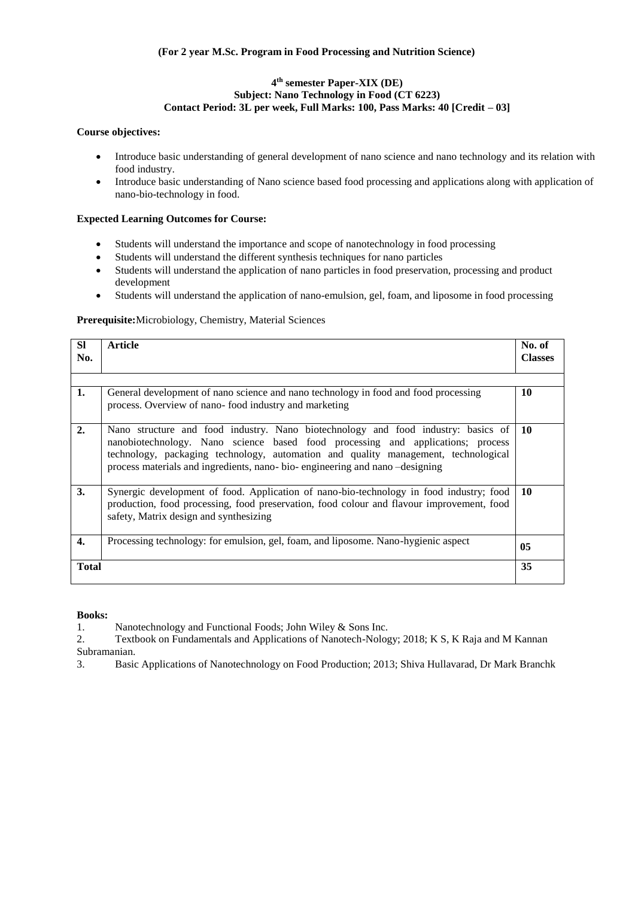**(For 2 year M.Sc. Program in Food Processing and Nutrition Science)**

**4th semester Paper-XIX (DE)**
**Subject: Nano Technology in Food (CT 6223)**
**Contact Period: 3L per week, Full Marks: 100, Pass Marks: 40 [Credit – 03]**

**Course objectives:**

- Introduce basic understanding of general development of nano science and nano technology and its relation with food industry.
- Introduce basic understanding of Nano science based food processing and applications along with application of nano-bio-technology in food.

**Expected Learning Outcomes for Course:**

- Students will understand the importance and scope of nanotechnology in food processing
- Students will understand the different synthesis techniques for nano particles
- Students will understand the application of nano particles in food preservation, processing and product development
- Students will understand the application of nano-emulsion, gel, foam, and liposome in food processing

**Prerequisite:**Microbiology, Chemistry, Material Sciences

| Sl No. | Article | No. of Classes |
|---|---|---|
| | | |
| **1.** | General development of nano science and nano technology in food and food processing process. Overview of nano- food industry and marketing | **10** |
| **2.** | Nano structure and food industry. Nano biotechnology and food industry: basics of nanobiotechnology. Nano science based food processing and applications; process technology, packaging technology, automation and quality management, technological process materials and ingredients, nano- bio- engineering and nano –designing | **10** |
| **3.** | Synergic development of food. Application of nano-bio-technology in food industry; food production, food processing, food preservation, food colour and flavour improvement, food safety, Matrix design and synthesizing | **10** |
| **4.** | Processing technology: for emulsion, gel, foam, and liposome. Nano-hygienic aspect | **05** |
| **Total** | | **35** |

**Books:**

1. Nanotechnology and Functional Foods; John Wiley & Sons Inc.
2. Textbook on Fundamentals and Applications of Nanotech-Nology; 2018; K S, K Raja and M Kannan Subramanian.
3. Basic Applications of Nanotechnology on Food Production; 2013; Shiva Hullavarad, Dr Mark Branchk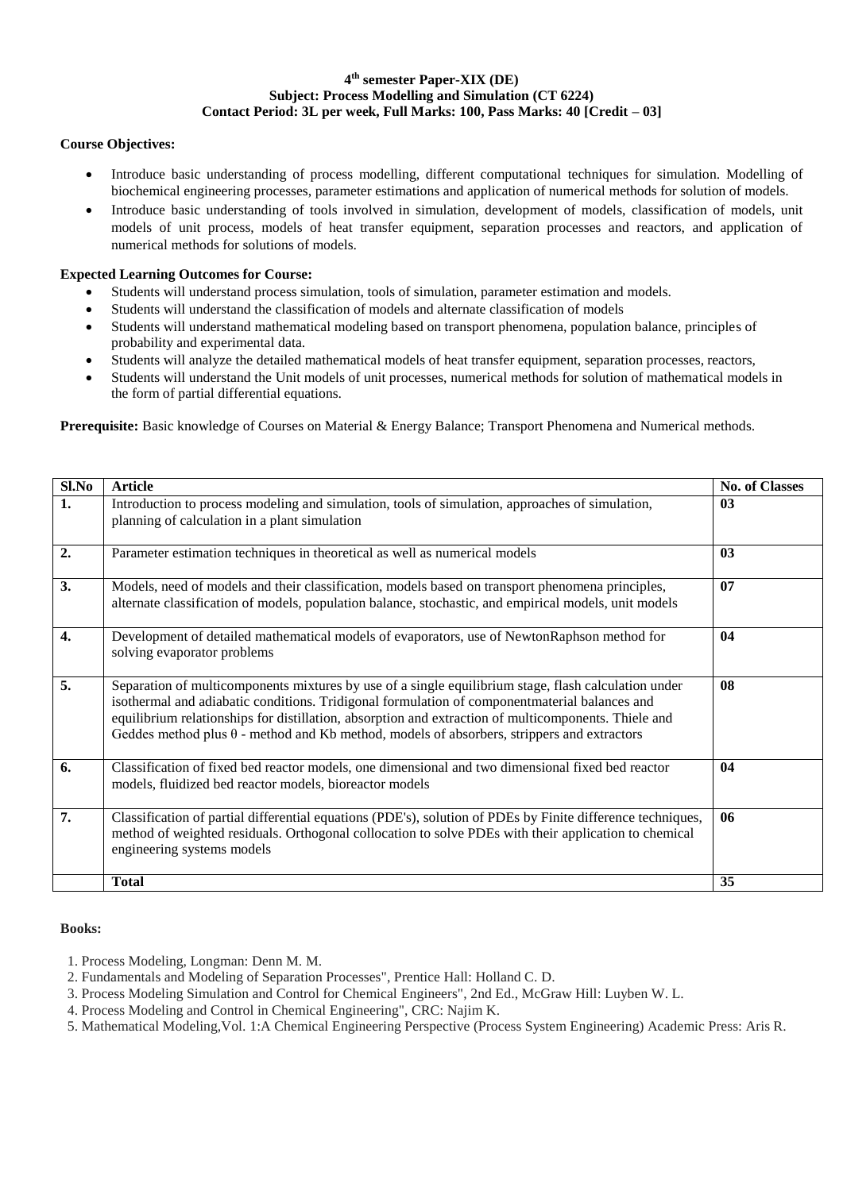**4$^{th}$ semester Paper-XIX (DE)**
**Subject: Process Modelling and Simulation (CT 6224)**
**Contact Period: 3L per week, Full Marks: 100, Pass Marks: 40 [Credit – 03]**

**Course Objectives:**

- Introduce basic understanding of process modelling, different computational techniques for simulation. Modelling of biochemical engineering processes, parameter estimations and application of numerical methods for solution of models.
- Introduce basic understanding of tools involved in simulation, development of models, classification of models, unit models of unit process, models of heat transfer equipment, separation processes and reactors, and application of numerical methods for solutions of models.

**Expected Learning Outcomes for Course:**

- Students will understand process simulation, tools of simulation, parameter estimation and models.
- Students will understand the classification of models and alternate classification of models
- Students will understand mathematical modeling based on transport phenomena, population balance, principles of probability and experimental data.
- Students will analyze the detailed mathematical models of heat transfer equipment, separation processes, reactors,
- Students will understand the Unit models of unit processes, numerical methods for solution of mathematical models in the form of partial differential equations.

**Prerequisite:** Basic knowledge of Courses on Material & Energy Balance; Transport Phenomena and Numerical methods.

| Sl.No | Article | No. of Classes |
|---|---|---|
| 1. | Introduction to process modeling and simulation, tools of simulation, approaches of simulation, planning of calculation in a plant simulation | 03 |
| 2. | Parameter estimation techniques in theoretical as well as numerical models | 03 |
| 3. | Models, need of models and their classification, models based on transport phenomena principles, alternate classification of models, population balance, stochastic, and empirical models, unit models | 07 |
| 4. | Development of detailed mathematical models of evaporators, use of NewtonRaphson method for solving evaporator problems | 04 |
| 5. | Separation of multicomponents mixtures by use of a single equilibrium stage, flash calculation under isothermal and adiabatic conditions. Tridigonal formulation of componentmaterial balances and equilibrium relationships for distillation, absorption and extraction of multicomponents. Thiele and Geddes method plus θ - method and Kb method, models of absorbers, strippers and extractors | 08 |
| 6. | Classification of fixed bed reactor models, one dimensional and two dimensional fixed bed reactor models, fluidized bed reactor models, bioreactor models | 04 |
| 7. | Classification of partial differential equations (PDE's), solution of PDEs by Finite difference techniques, method of weighted residuals. Orthogonal collocation to solve PDEs with their application to chemical engineering systems models | 06 |
| | **Total** | **35** |

**Books:**

1. Process Modeling, Longman: Denn M. M.
2. Fundamentals and Modeling of Separation Processes", Prentice Hall: Holland C. D.
3. Process Modeling Simulation and Control for Chemical Engineers", 2nd Ed., McGraw Hill: Luyben W. L.
4. Process Modeling and Control in Chemical Engineering", CRC: Najim K.
5. Mathematical Modeling,Vol. 1:A Chemical Engineering Perspective (Process System Engineering) Academic Press: Aris R.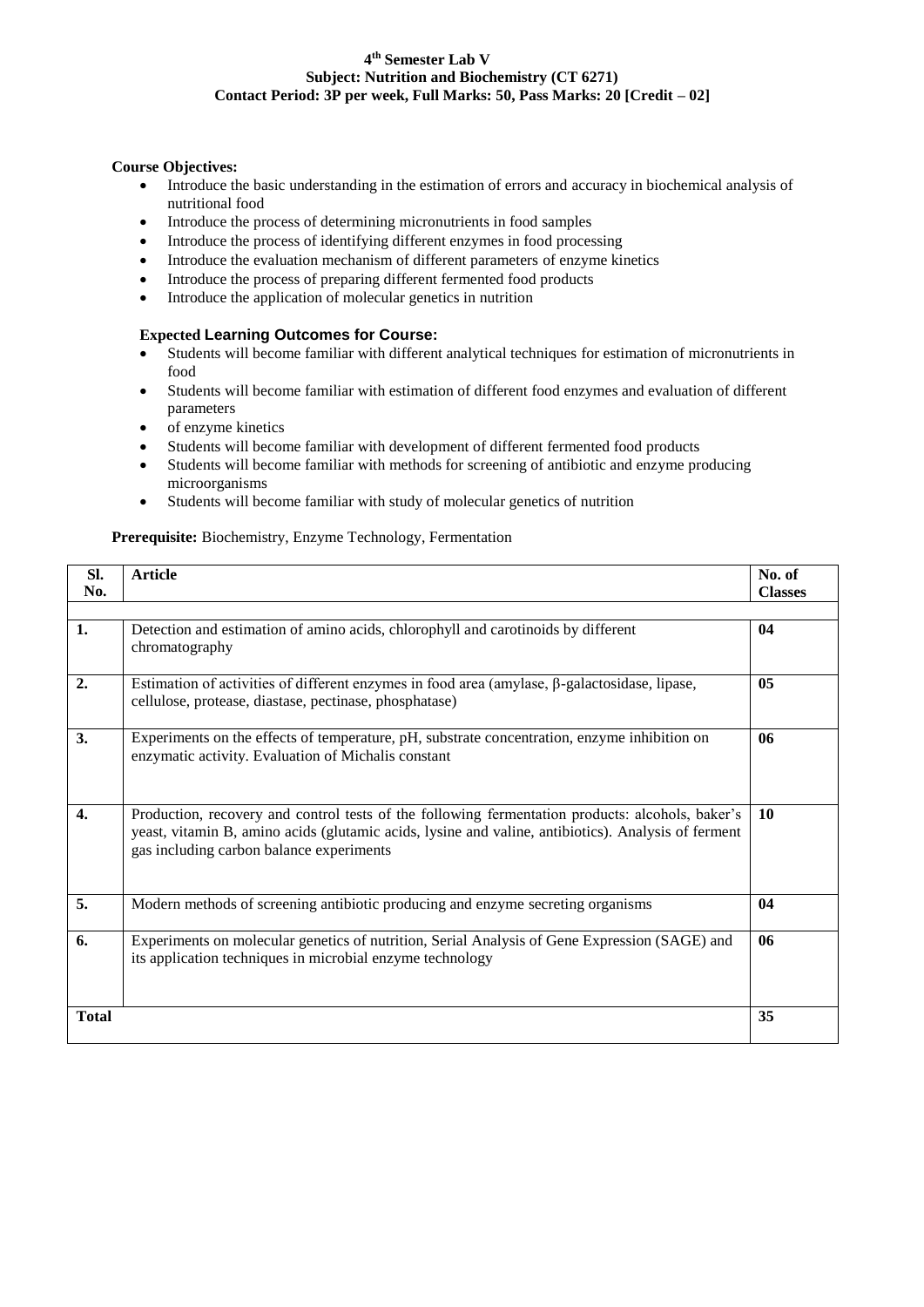**4th Semester Lab V**
**Subject: Nutrition and Biochemistry (CT 6271)**
**Contact Period: 3P per week, Full Marks: 50, Pass Marks: 20 [Credit – 02]**

**Course Objectives:**

- Introduce the basic understanding in the estimation of errors and accuracy in biochemical analysis of nutritional food
- Introduce the process of determining micronutrients in food samples
- Introduce the process of identifying different enzymes in food processing
- Introduce the evaluation mechanism of different parameters of enzyme kinetics
- Introduce the process of preparing different fermented food products
- Introduce the application of molecular genetics in nutrition

**Expected Learning Outcomes for Course:**

- Students will become familiar with different analytical techniques for estimation of micronutrients in food
- Students will become familiar with estimation of different food enzymes and evaluation of different parameters
- of enzyme kinetics
- Students will become familiar with development of different fermented food products
- Students will become familiar with methods for screening of antibiotic and enzyme producing microorganisms
- Students will become familiar with study of molecular genetics of nutrition

**Prerequisite:** Biochemistry, Enzyme Technology, Fermentation

| Sl. No. | Article | No. of Classes |
|---|---|---|
| | | |
| 1. | Detection and estimation of amino acids, chlorophyll and carotinoids by different chromatography | 04 |
| 2. | Estimation of activities of different enzymes in food area (amylase, β-galactosidase, lipase, cellulose, protease, diastase, pectinase, phosphatase) | 05 |
| 3. | Experiments on the effects of temperature, pH, substrate concentration, enzyme inhibition on enzymatic activity. Evaluation of Michalis constant | 06 |
| 4. | Production, recovery and control tests of the following fermentation products: alcohols, baker's yeast, vitamin B, amino acids (glutamic acids, lysine and valine, antibiotics). Analysis of ferment gas including carbon balance experiments | 10 |
| 5. | Modern methods of screening antibiotic producing and enzyme secreting organisms | 04 |
| 6. | Experiments on molecular genetics of nutrition, Serial Analysis of Gene Expression (SAGE) and its application techniques in microbial enzyme technology | 06 |
| **Total** | | **35** |